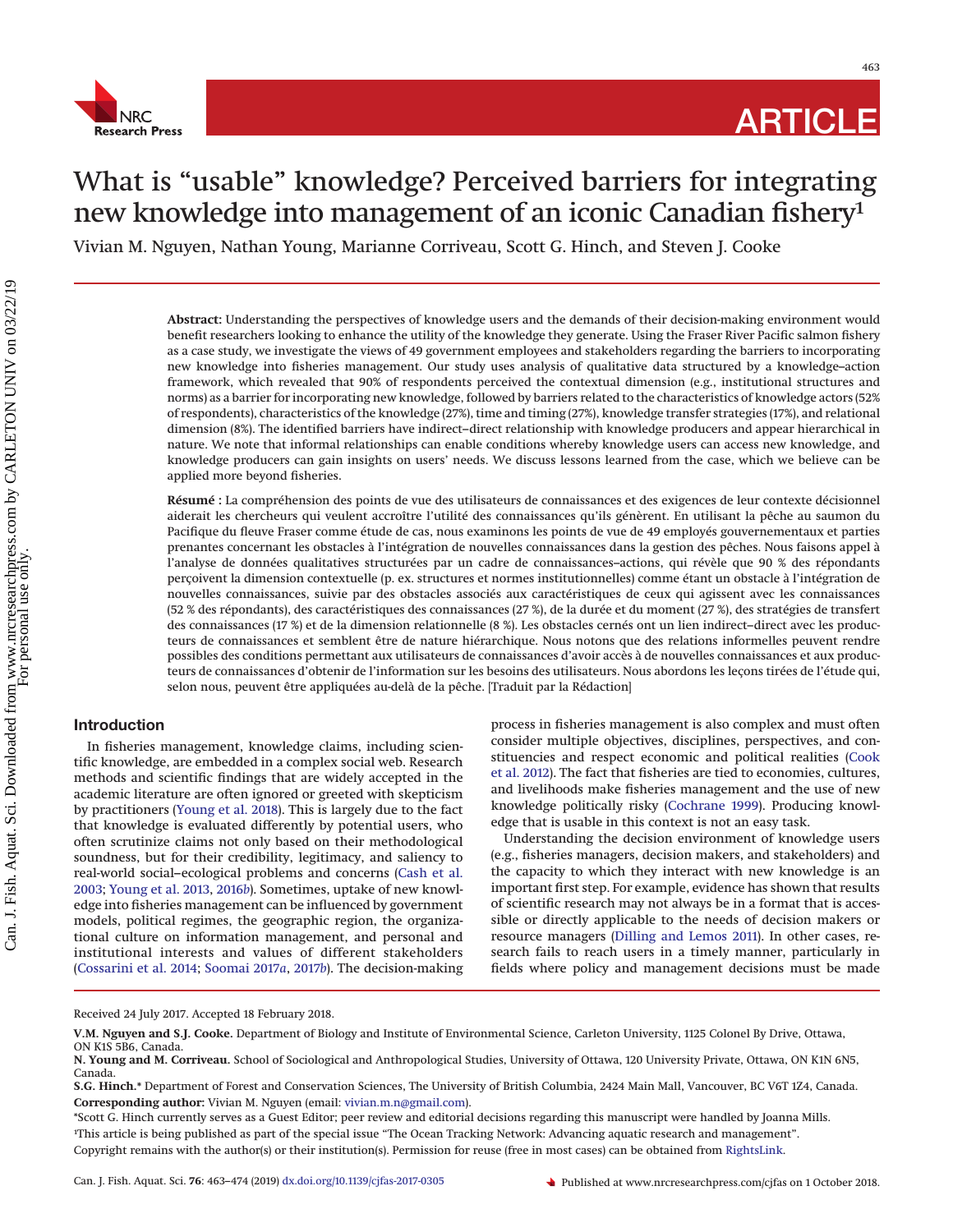# What is "usable" knowledge? Perceived barriers for integrating new knowledge into management of an iconic Canadian fishery[1]

Vivian M. Nguyen, Nathan Young, Marianne Corriveau, Scott G. Hinch, and Steven J. Cooke

**Abstract:** Understanding the perspectives of knowledge users and the demands of their decision-making environment would benefit researchers looking to enhance the utility of the knowledge they generate. Using the Fraser River Pacific salmon fishery as a case study, we investigate the views of 49 government employees and stakeholders regarding the barriers to incorporating new knowledge into fisheries management. Our study uses analysis of qualitative data structured by a knowledge–action framework, which revealed that 90% of respondents perceived the contextual dimension (e.g., institutional structures and norms) as a barrier for incorporating new knowledge, followed by barriers related to the characteristics of knowledge actors (52% of respondents), characteristics of the knowledge (27%), time and timing (27%), knowledge transfer strategies (17%), and relational dimension (8%). The identified barriers have indirect–direct relationship with knowledge producers and appear hierarchical in nature. We note that informal relationships can enable conditions whereby knowledge users can access new knowledge, and knowledge producers can gain insights on users' needs. We discuss lessons learned from the case, which we believe can be applied more beyond fisheries.

**Résumé :** La compréhension des points de vue des utilisateurs de connaissances et des exigences de leur contexte décisionnel aiderait les chercheurs qui veulent accroître l'utilité des connaissances qu'ils génèrent. En utilisant la pêche au saumon du Pacifique du fleuve Fraser comme étude de cas, nous examinons les points de vue de 49 employés gouvernementaux et parties prenantes concernant les obstacles à l'intégration de nouvelles connaissances dans la gestion des pêches. Nous faisons appel à l'analyse de données qualitatives structurées par un cadre de connaissances–actions, qui révèle que 90 % des répondants perçoivent la dimension contextuelle (p. ex. structures et normes institutionnelles) comme étant un obstacle à l'intégration de nouvelles connaissances, suivie par des obstacles associés aux caractéristiques de ceux qui agissent avec les connaissances (52 % des répondants), des caractéristiques des connaissances (27 %), de la durée et du moment (27 %), des stratégies de transfert des connaissances (17 %) et de la dimension relationnelle (8 %). Les obstacles cernés ont un lien indirect–direct avec les producteurs de connaissances et semblent être de nature hiérarchique. Nous notons que des relations informelles peuvent rendre possibles des conditions permettant aux utilisateurs de connaissances d'avoir accès à de nouvelles connaissances et aux producteurs de connaissances d'obtenir de l'information sur les besoins des utilisateurs. Nous abordons les leçons tirées de l'étude qui, selon nous, peuvent être appliquées au-delà de la pêche. [Traduit par la Rédaction]

## Introduction

In fisheries management, knowledge claims, including scientific knowledge, are embedded in a complex social web. Research methods and scientific findings that are widely accepted in the academic literature are often ignored or greeted with skepticism by practitioners (Young et al. 2018). This is largely due to the fact that knowledge is evaluated differently by potential users, who often scrutinize claims not only based on their methodological soundness, but for their credibility, legitimacy, and saliency to real-world social–ecological problems and concerns (Cash et al. 2003; Young et al. 2013, 2016*b*). Sometimes, uptake of new knowledge into fisheries management can be influenced by government models, political regimes, the geographic region, the organizational culture on information management, and personal and institutional interests and values of different stakeholders (Cossarini et al. 2014; Soomai 2017*a*, 2017*b*). The decision-making process in fisheries management is also complex and must often consider multiple objectives, disciplines, perspectives, and constituencies and respect economic and political realities (Cook et al. 2012). The fact that fisheries are tied to economies, cultures, and livelihoods make fisheries management and the use of new knowledge politically risky (Cochrane 1999). Producing knowledge that is usable in this context is not an easy task.

Understanding the decision environment of knowledge users (e.g., fisheries managers, decision makers, and stakeholders) and the capacity to which they interact with new knowledge is an important first step. For example, evidence has shown that results of scientific research may not always be in a format that is accessible or directly applicable to the needs of decision makers or resource managers (Dilling and Lemos 2011). In other cases, research fails to reach users in a timely manner, particularly in fields where policy and management decisions must be made

Received 24 July 2017. Accepted 18 February 2018.

**V.M. Nguyen and S.J. Cooke.** Department of Biology and Institute of Environmental Science, Carleton University, 1125 Colonel By Drive, Ottawa, ON K1S 5B6, Canada.
**N. Young and M. Corriveau.** School of Sociological and Anthropological Studies, University of Ottawa, 120 University Private, Ottawa, ON K1N 6N5, Canada.
**S.G. Hinch.*** Department of Forest and Conservation Sciences, The University of British Columbia, 2424 Main Mall, Vancouver, BC V6T 1Z4, Canada.
**Corresponding author:** Vivian M. Nguyen (email: vivian.m.n@gmail.com).
*Scott G. Hinch currently serves as a Guest Editor; peer review and editorial decisions regarding this manuscript were handled by Joanna Mills.
[1]This article is being published as part of the special issue "The Ocean Tracking Network: Advancing aquatic research and management".
Copyright remains with the author(s) or their institution(s). Permission for reuse (free in most cases) can be obtained from RightsLink.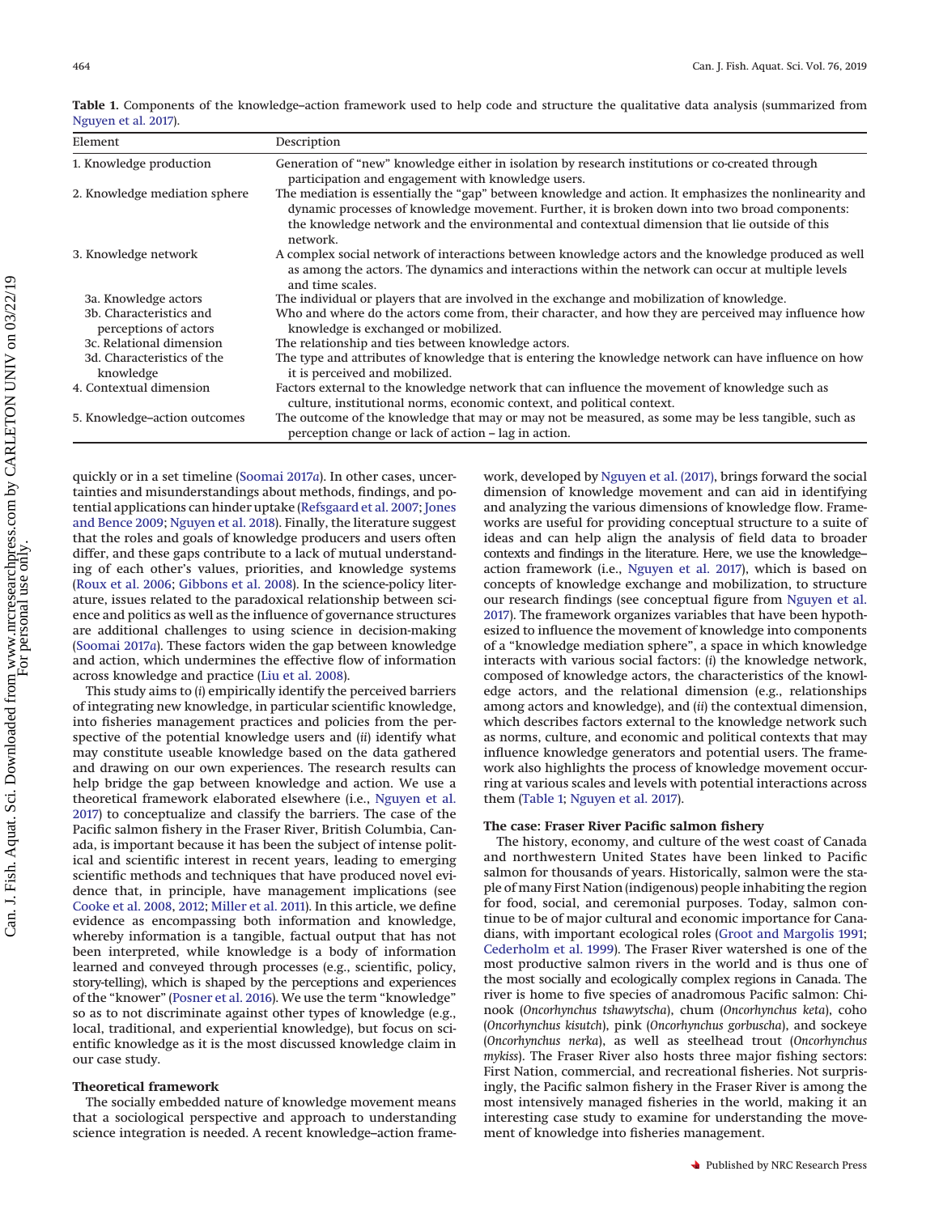**Table 1.** Components of the knowledge–action framework used to help code and structure the qualitative data analysis (summarized from Nguyen et al. 2017).

| Element | Description |
|---|---|
| 1. Knowledge production | Generation of "new" knowledge either in isolation by research institutions or co-created through participation and engagement with knowledge users. |
| 2. Knowledge mediation sphere | The mediation is essentially the "gap" between knowledge and action. It emphasizes the nonlinearity and dynamic processes of knowledge movement. Further, it is broken down into two broad components: the knowledge network and the environmental and contextual dimension that lie outside of this network. |
| 3. Knowledge network | A complex social network of interactions between knowledge actors and the knowledge produced as well as among the actors. The dynamics and interactions within the network can occur at multiple levels and time scales. |
| 3a. Knowledge actors | The individual or players that are involved in the exchange and mobilization of knowledge. |
| 3b. Characteristics and perceptions of actors | Who and where do the actors come from, their character, and how they are perceived may influence how knowledge is exchanged or mobilized. |
| 3c. Relational dimension | The relationship and ties between knowledge actors. |
| 3d. Characteristics of the knowledge | The type and attributes of knowledge that is entering the knowledge network can have influence on how it is perceived and mobilized. |
| 4. Contextual dimension | Factors external to the knowledge network that can influence the movement of knowledge such as culture, institutional norms, economic context, and political context. |
| 5. Knowledge–action outcomes | The outcome of the knowledge that may or may not be measured, as some may be less tangible, such as perception change or lack of action – lag in action. |

quickly or in a set timeline (Soomai 2017*a*). In other cases, uncertainties and misunderstandings about methods, findings, and potential applications can hinder uptake (Refsgaard et al. 2007; Jones and Bence 2009; Nguyen et al. 2018). Finally, the literature suggest that the roles and goals of knowledge producers and users often differ, and these gaps contribute to a lack of mutual understanding of each other's values, priorities, and knowledge systems (Roux et al. 2006; Gibbons et al. 2008). In the science-policy literature, issues related to the paradoxical relationship between science and politics as well as the influence of governance structures are additional challenges to using science in decision-making (Soomai 2017*a*). These factors widen the gap between knowledge and action, which undermines the effective flow of information across knowledge and practice (Liu et al. 2008).

This study aims to (*i*) empirically identify the perceived barriers of integrating new knowledge, in particular scientific knowledge, into fisheries management practices and policies from the perspective of the potential knowledge users and (*ii*) identify what may constitute useable knowledge based on the data gathered and drawing on our own experiences. The research results can help bridge the gap between knowledge and action. We use a theoretical framework elaborated elsewhere (i.e., Nguyen et al. 2017) to conceptualize and classify the barriers. The case of the Pacific salmon fishery in the Fraser River, British Columbia, Canada, is important because it has been the subject of intense political and scientific interest in recent years, leading to emerging scientific methods and techniques that have produced novel evidence that, in principle, have management implications (see Cooke et al. 2008, 2012; Miller et al. 2011). In this article, we define evidence as encompassing both information and knowledge, whereby information is a tangible, factual output that has not been interpreted, while knowledge is a body of information learned and conveyed through processes (e.g., scientific, policy, story-telling), which is shaped by the perceptions and experiences of the "knower" (Posner et al. 2016). We use the term "knowledge" so as to not discriminate against other types of knowledge (e.g., local, traditional, and experiential knowledge), but focus on scientific knowledge as it is the most discussed knowledge claim in our case study.

## Theoretical framework

The socially embedded nature of knowledge movement means that a sociological perspective and approach to understanding science integration is needed. A recent knowledge–action framework, developed by Nguyen et al. (2017), brings forward the social dimension of knowledge movement and can aid in identifying and analyzing the various dimensions of knowledge flow. Frameworks are useful for providing conceptual structure to a suite of ideas and can help align the analysis of field data to broader contexts and findings in the literature. Here, we use the knowledge–action framework (i.e., Nguyen et al. 2017), which is based on concepts of knowledge exchange and mobilization, to structure our research findings (see conceptual figure from Nguyen et al. 2017). The framework organizes variables that have been hypothesized to influence the movement of knowledge into components of a "knowledge mediation sphere", a space in which knowledge interacts with various social factors: (*i*) the knowledge network, composed of knowledge actors, the characteristics of the knowledge actors, and the relational dimension (e.g., relationships among actors and knowledge), and (*ii*) the contextual dimension, which describes factors external to the knowledge network such as norms, culture, and economic and political contexts that may influence knowledge generators and potential users. The framework also highlights the process of knowledge movement occurring at various scales and levels with potential interactions across them (Table 1; Nguyen et al. 2017).

## The case: Fraser River Pacific salmon fishery

The history, economy, and culture of the west coast of Canada and northwestern United States have been linked to Pacific salmon for thousands of years. Historically, salmon were the staple of many First Nation (indigenous) people inhabiting the region for food, social, and ceremonial purposes. Today, salmon continue to be of major cultural and economic importance for Canadians, with important ecological roles (Groot and Margolis 1991; Cederholm et al. 1999). The Fraser River watershed is one of the most productive salmon rivers in the world and is thus one of the most socially and ecologically complex regions in Canada. The river is home to five species of anadromous Pacific salmon: Chinook (*Oncorhynchus tshawytscha*), chum (*Oncorhynchus keta*), coho (*Oncorhynchus kisutch*), pink (*Oncorhynchus gorbuscha*), and sockeye (*Oncorhynchus nerka*), as well as steelhead trout (*Oncorhynchus mykiss*). The Fraser River also hosts three major fishing sectors: First Nation, commercial, and recreational fisheries. Not surprisingly, the Pacific salmon fishery in the Fraser River is among the most intensively managed fisheries in the world, making it an interesting case study to examine for understanding the movement of knowledge into fisheries management.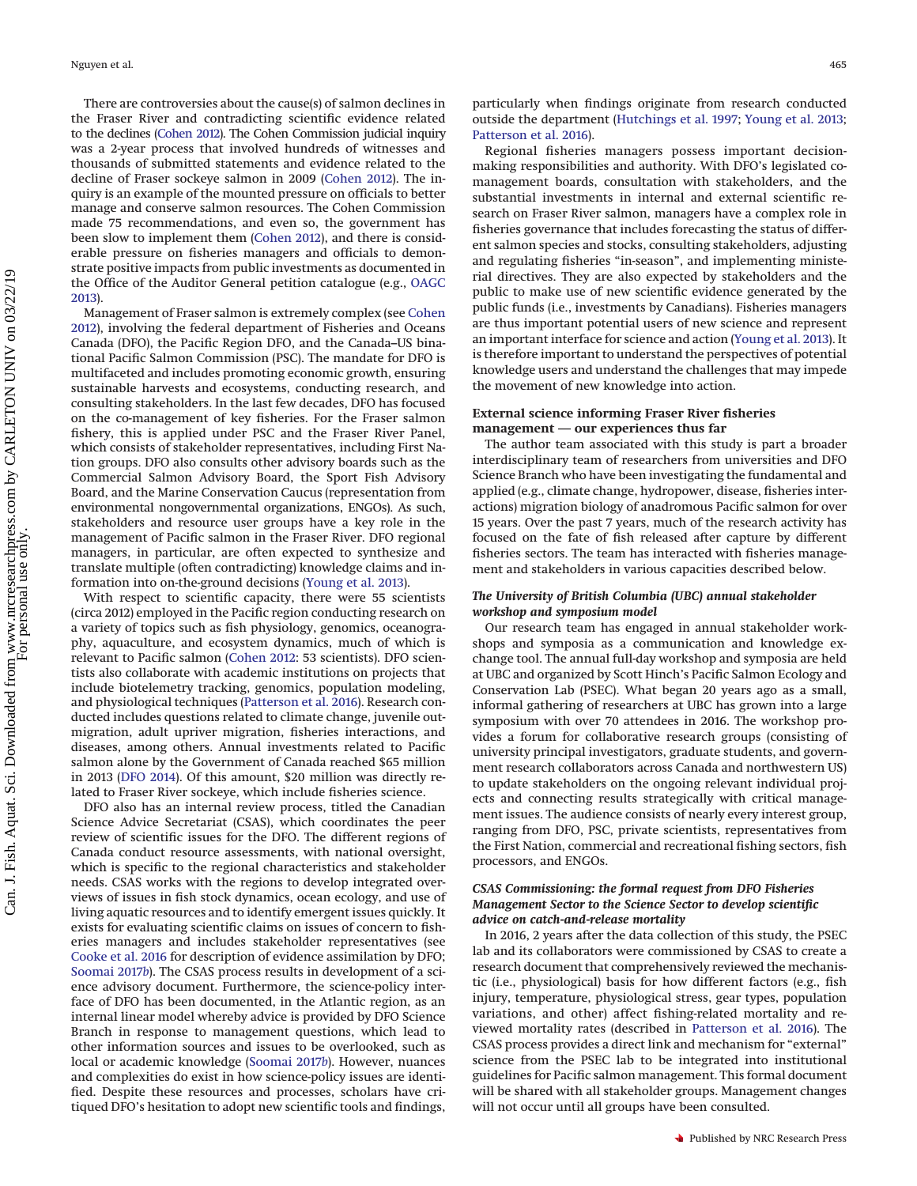There are controversies about the cause(s) of salmon declines in the Fraser River and contradicting scientific evidence related to the declines (Cohen 2012). The Cohen Commission judicial inquiry was a 2-year process that involved hundreds of witnesses and thousands of submitted statements and evidence related to the decline of Fraser sockeye salmon in 2009 (Cohen 2012). The inquiry is an example of the mounted pressure on officials to better manage and conserve salmon resources. The Cohen Commission made 75 recommendations, and even so, the government has been slow to implement them (Cohen 2012), and there is considerable pressure on fisheries managers and officials to demonstrate positive impacts from public investments as documented in the Office of the Auditor General petition catalogue (e.g., OAGC 2013).

Management of Fraser salmon is extremely complex (see Cohen 2012), involving the federal department of Fisheries and Oceans Canada (DFO), the Pacific Region DFO, and the Canada–US binational Pacific Salmon Commission (PSC). The mandate for DFO is multifaceted and includes promoting economic growth, ensuring sustainable harvests and ecosystems, conducting research, and consulting stakeholders. In the last few decades, DFO has focused on the co-management of key fisheries. For the Fraser salmon fishery, this is applied under PSC and the Fraser River Panel, which consists of stakeholder representatives, including First Nation groups. DFO also consults other advisory boards such as the Commercial Salmon Advisory Board, the Sport Fish Advisory Board, and the Marine Conservation Caucus (representation from environmental nongovernmental organizations, ENGOs). As such, stakeholders and resource user groups have a key role in the management of Pacific salmon in the Fraser River. DFO regional managers, in particular, are often expected to synthesize and translate multiple (often contradicting) knowledge claims and information into on-the-ground decisions (Young et al. 2013).

With respect to scientific capacity, there were 55 scientists (circa 2012) employed in the Pacific region conducting research on a variety of topics such as fish physiology, genomics, oceanography, aquaculture, and ecosystem dynamics, much of which is relevant to Pacific salmon (Cohen 2012: 53 scientists). DFO scientists also collaborate with academic institutions on projects that include biotelemetry tracking, genomics, population modeling, and physiological techniques (Patterson et al. 2016). Research conducted includes questions related to climate change, juvenile outmigration, adult upriver migration, fisheries interactions, and diseases, among others. Annual investments related to Pacific salmon alone by the Government of Canada reached $65 million in 2013 (DFO 2014). Of this amount, $20 million was directly related to Fraser River sockeye, which include fisheries science.

DFO also has an internal review process, titled the Canadian Science Advice Secretariat (CSAS), which coordinates the peer review of scientific issues for the DFO. The different regions of Canada conduct resource assessments, with national oversight, which is specific to the regional characteristics and stakeholder needs. CSAS works with the regions to develop integrated overviews of issues in fish stock dynamics, ocean ecology, and use of living aquatic resources and to identify emergent issues quickly. It exists for evaluating scientific claims on issues of concern to fisheries managers and includes stakeholder representatives (see Cooke et al. 2016 for description of evidence assimilation by DFO; Soomai 2017*b*). The CSAS process results in development of a science advisory document. Furthermore, the science-policy interface of DFO has been documented, in the Atlantic region, as an internal linear model whereby advice is provided by DFO Science Branch in response to management questions, which lead to other information sources and issues to be overlooked, such as local or academic knowledge (Soomai 2017*b*). However, nuances and complexities do exist in how science-policy issues are identified. Despite these resources and processes, scholars have critiqued DFO's hesitation to adopt new scientific tools and findings, particularly when findings originate from research conducted outside the department (Hutchings et al. 1997; Young et al. 2013; Patterson et al. 2016).

Regional fisheries managers possess important decision-making responsibilities and authority. With DFO's legislated co-management boards, consultation with stakeholders, and the substantial investments in internal and external scientific research on Fraser River salmon, managers have a complex role in fisheries governance that includes forecasting the status of different salmon species and stocks, consulting stakeholders, adjusting and regulating fisheries "in-season", and implementing ministerial directives. They are also expected by stakeholders and the public to make use of new scientific evidence generated by the public funds (i.e., investments by Canadians). Fisheries managers are thus important potential users of new science and represent an important interface for science and action (Young et al. 2013). It is therefore important to understand the perspectives of potential knowledge users and understand the challenges that may impede the movement of new knowledge into action.

## External science informing Fraser River fisheries management — our experiences thus far

The author team associated with this study is part a broader interdisciplinary team of researchers from universities and DFO Science Branch who have been investigating the fundamental and applied (e.g., climate change, hydropower, disease, fisheries interactions) migration biology of anadromous Pacific salmon for over 15 years. Over the past 7 years, much of the research activity has focused on the fate of fish released after capture by different fisheries sectors. The team has interacted with fisheries management and stakeholders in various capacities described below.

### *The University of British Columbia (UBC) annual stakeholder workshop and symposium model*

Our research team has engaged in annual stakeholder workshops and symposia as a communication and knowledge exchange tool. The annual full-day workshop and symposia are held at UBC and organized by Scott Hinch's Pacific Salmon Ecology and Conservation Lab (PSEC). What began 20 years ago as a small, informal gathering of researchers at UBC has grown into a large symposium with over 70 attendees in 2016. The workshop provides a forum for collaborative research groups (consisting of university principal investigators, graduate students, and government research collaborators across Canada and northwestern US) to update stakeholders on the ongoing relevant individual projects and connecting results strategically with critical management issues. The audience consists of nearly every interest group, ranging from DFO, PSC, private scientists, representatives from the First Nation, commercial and recreational fishing sectors, fish processors, and ENGOs.

### *CSAS Commissioning: the formal request from DFO Fisheries Management Sector to the Science Sector to develop scientific advice on catch-and-release mortality*

In 2016, 2 years after the data collection of this study, the PSEC lab and its collaborators were commissioned by CSAS to create a research document that comprehensively reviewed the mechanistic (i.e., physiological) basis for how different factors (e.g., fish injury, temperature, physiological stress, gear types, population variations, and other) affect fishing-related mortality and reviewed mortality rates (described in Patterson et al. 2016). The CSAS process provides a direct link and mechanism for "external" science from the PSEC lab to be integrated into institutional guidelines for Pacific salmon management. This formal document will be shared with all stakeholder groups. Management changes will not occur until all groups have been consulted.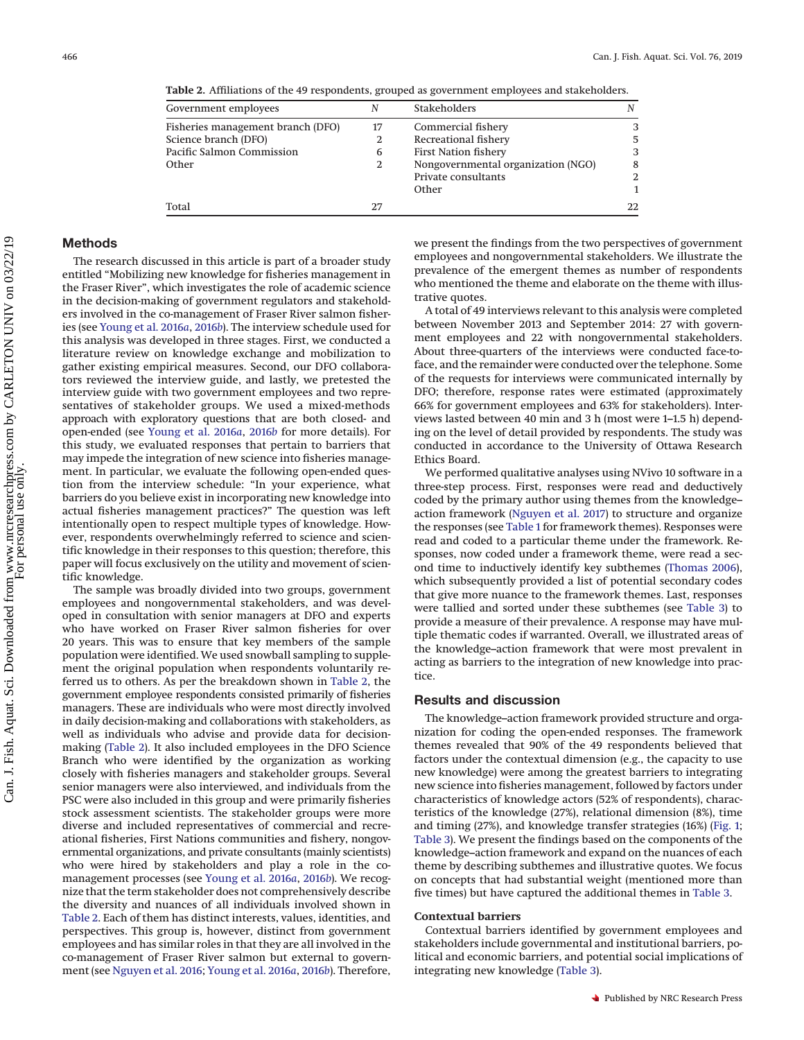**Table 2.** Affiliations of the 49 respondents, grouped as government employees and stakeholders.

| Government employees | N | Stakeholders | N |
|---|---|---|---|
| Fisheries management branch (DFO) | 17 | Commercial fishery | 3 |
| Science branch (DFO) | 2 | Recreational fishery | 5 |
| Pacific Salmon Commission | 6 | First Nation fishery | 3 |
| Other | 2 | Nongovernmental organization (NGO) | 8 |
| | | Private consultants | 2 |
| | | Other | 1 |
| Total | 27 | | 22 |

## Methods

The research discussed in this article is part of a broader study entitled "Mobilizing new knowledge for fisheries management in the Fraser River", which investigates the role of academic science in the decision-making of government regulators and stakeholders involved in the co-management of Fraser River salmon fisheries (see Young et al. 2016*a*, 2016*b*). The interview schedule used for this analysis was developed in three stages. First, we conducted a literature review on knowledge exchange and mobilization to gather existing empirical measures. Second, our DFO collaborators reviewed the interview guide, and lastly, we pretested the interview guide with two government employees and two representatives of stakeholder groups. We used a mixed-methods approach with exploratory questions that are both closed- and open-ended (see Young et al. 2016*a*, 2016*b* for more details). For this study, we evaluated responses that pertain to barriers that may impede the integration of new science into fisheries management. In particular, we evaluate the following open-ended question from the interview schedule: "In your experience, what barriers do you believe exist in incorporating new knowledge into actual fisheries management practices?" The question was left intentionally open to respect multiple types of knowledge. However, respondents overwhelmingly referred to science and scientific knowledge in their responses to this question; therefore, this paper will focus exclusively on the utility and movement of scientific knowledge.

The sample was broadly divided into two groups, government employees and nongovernmental stakeholders, and was developed in consultation with senior managers at DFO and experts who have worked on Fraser River salmon fisheries for over 20 years. This was to ensure that key members of the sample population were identified. We used snowball sampling to supplement the original population when respondents voluntarily referred us to others. As per the breakdown shown in Table 2, the government employee respondents consisted primarily of fisheries managers. These are individuals who were most directly involved in daily decision-making and collaborations with stakeholders, as well as individuals who advise and provide data for decision-making (Table 2). It also included employees in the DFO Science Branch who were identified by the organization as working closely with fisheries managers and stakeholder groups. Several senior managers were also interviewed, and individuals from the PSC were also included in this group and were primarily fisheries stock assessment scientists. The stakeholder groups were more diverse and included representatives of commercial and recreational fisheries, First Nations communities and fishery, nongovernmental organizations, and private consultants (mainly scientists) who were hired by stakeholders and play a role in the co-management processes (see Young et al. 2016*a*, 2016*b*). We recognize that the term stakeholder does not comprehensively describe the diversity and nuances of all individuals involved shown in Table 2. Each of them has distinct interests, values, identities, and perspectives. This group is, however, distinct from government employees and has similar roles in that they are all involved in the co-management of Fraser River salmon but external to government (see Nguyen et al. 2016; Young et al. 2016*a*, 2016*b*). Therefore, we present the findings from the two perspectives of government employees and nongovernmental stakeholders. We illustrate the prevalence of the emergent themes as number of respondents who mentioned the theme and elaborate on the theme with illustrative quotes.

A total of 49 interviews relevant to this analysis were completed between November 2013 and September 2014: 27 with government employees and 22 with nongovernmental stakeholders. About three-quarters of the interviews were conducted face-to-face, and the remainder were conducted over the telephone. Some of the requests for interviews were communicated internally by DFO; therefore, response rates were estimated (approximately 66% for government employees and 63% for stakeholders). Interviews lasted between 40 min and 3 h (most were 1–1.5 h) depending on the level of detail provided by respondents. The study was conducted in accordance to the University of Ottawa Research Ethics Board.

We performed qualitative analyses using NVivo 10 software in a three-step process. First, responses were read and deductively coded by the primary author using themes from the knowledge–action framework (Nguyen et al. 2017) to structure and organize the responses (see Table 1 for framework themes). Responses were read and coded to a particular theme under the framework. Responses, now coded under a framework theme, were read a second time to inductively identify key subthemes (Thomas 2006), which subsequently provided a list of potential secondary codes that give more nuance to the framework themes. Last, responses were tallied and sorted under these subthemes (see Table 3) to provide a measure of their prevalence. A response may have multiple thematic codes if warranted. Overall, we illustrated areas of the knowledge–action framework that were most prevalent in acting as barriers to the integration of new knowledge into practice.

## Results and discussion

The knowledge–action framework provided structure and organization for coding the open-ended responses. The framework themes revealed that 90% of the 49 respondents believed that factors under the contextual dimension (e.g., the capacity to use new knowledge) were among the greatest barriers to integrating new science into fisheries management, followed by factors under characteristics of knowledge actors (52% of respondents), characteristics of the knowledge (27%), relational dimension (8%), time and timing (27%), and knowledge transfer strategies (16%) (Fig. 1; Table 3). We present the findings based on the components of the knowledge–action framework and expand on the nuances of each theme by describing subthemes and illustrative quotes. We focus on concepts that had substantial weight (mentioned more than five times) but have captured the additional themes in Table 3.

### Contextual barriers

Contextual barriers identified by government employees and stakeholders include governmental and institutional barriers, political and economic barriers, and potential social implications of integrating new knowledge (Table 3).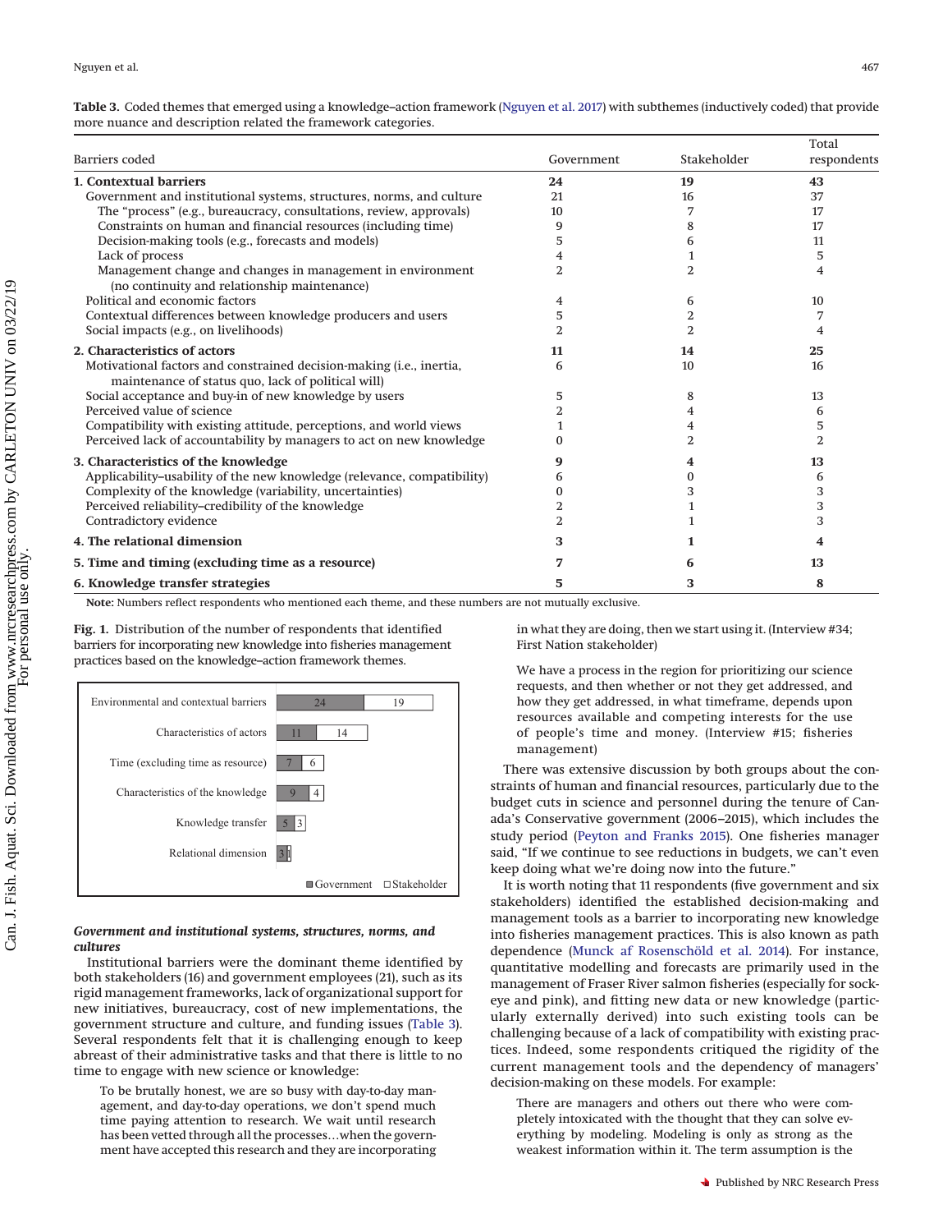**Table 3.** Coded themes that emerged using a knowledge–action framework (Nguyen et al. 2017) with subthemes (inductively coded) that provide more nuance and description related the framework categories.

| Barriers coded | Government | Stakeholder | Total respondents |
|---|---|---|---|
| **1. Contextual barriers** | **24** | **19** | **43** |
| Government and institutional systems, structures, norms, and culture | 21 | 16 | 37 |
| The "process" (e.g., bureaucracy, consultations, review, approvals) | 10 | 7 | 17 |
| Constraints on human and financial resources (including time) | 9 | 8 | 17 |
| Decision-making tools (e.g., forecasts and models) | 5 | 6 | 11 |
| Lack of process | 4 | 1 | 5 |
| Management change and changes in management in environment (no continuity and relationship maintenance) | 2 | 2 | 4 |
| Political and economic factors | 4 | 6 | 10 |
| Contextual differences between knowledge producers and users | 5 | 2 | 7 |
| Social impacts (e.g., on livelihoods) | 2 | 2 | 4 |
| **2. Characteristics of actors** | **11** | **14** | **25** |
| Motivational factors and constrained decision-making (i.e., inertia, maintenance of status quo, lack of political will) | 6 | 10 | 16 |
| Social acceptance and buy-in of new knowledge by users | 5 | 8 | 13 |
| Perceived value of science | 2 | 4 | 6 |
| Compatibility with existing attitude, perceptions, and world views | 1 | 4 | 5 |
| Perceived lack of accountability by managers to act on new knowledge | 0 | 2 | 2 |
| **3. Characteristics of the knowledge** | **9** | **4** | **13** |
| Applicability–usability of the new knowledge (relevance, compatibility) | 6 | 0 | 6 |
| Complexity of the knowledge (variability, uncertainties) | 0 | 3 | 3 |
| Perceived reliability–credibility of the knowledge | 2 | 1 | 3 |
| Contradictory evidence | 2 | 1 | 3 |
| **4. The relational dimension** | **3** | **1** | **4** |
| **5. Time and timing (excluding time as a resource)** | **7** | **6** | **13** |
| **6. Knowledge transfer strategies** | **5** | **3** | **8** |

**Note:** Numbers reflect respondents who mentioned each theme, and these numbers are not mutually exclusive.

**Fig. 1.** Distribution of the number of respondents that identified barriers for incorporating new knowledge into fisheries management practices based on the knowledge–action framework themes.

| Theme | Government | Stakeholder |
|---|---|---|
| Environmental and contextual barriers | 24 | 19 |
| Characteristics of actors | 11 | 14 |
| Time (excluding time as resource) | 7 | 6 |
| Characteristics of the knowledge | 9 | 4 |
| Knowledge transfer | 5 | 3 |
| Relational dimension | 3 | 1 |

### *Government and institutional systems, structures, norms, and cultures*

Institutional barriers were the dominant theme identified by both stakeholders (16) and government employees (21), such as its rigid management frameworks, lack of organizational support for new initiatives, bureaucracy, cost of new implementations, the government structure and culture, and funding issues (Table 3). Several respondents felt that it is challenging enough to keep abreast of their administrative tasks and that there is little to no time to engage with new science or knowledge:

> To be brutally honest, we are so busy with day-to-day management, and day-to-day operations, we don't spend much time paying attention to research. We wait until research has been vetted through all the processes…when the government have accepted this research and they are incorporating in what they are doing, then we start using it. (Interview #34; First Nation stakeholder)

> We have a process in the region for prioritizing our science requests, and then whether or not they get addressed, and how they get addressed, in what timeframe, depends upon resources available and competing interests for the use of people's time and money. (Interview #15; fisheries management)

There was extensive discussion by both groups about the constraints of human and financial resources, particularly due to the budget cuts in science and personnel during the tenure of Canada's Conservative government (2006–2015), which includes the study period (Peyton and Franks 2015). One fisheries manager said, "If we continue to see reductions in budgets, we can't even keep doing what we're doing now into the future."

It is worth noting that 11 respondents (five government and six stakeholders) identified the established decision-making and management tools as a barrier to incorporating new knowledge into fisheries management practices. This is also known as path dependence (Munck af Rosenschöld et al. 2014). For instance, quantitative modelling and forecasts are primarily used in the management of Fraser River salmon fisheries (especially for sockeye and pink), and fitting new data or new knowledge (particularly externally derived) into such existing tools can be challenging because of a lack of compatibility with existing practices. Indeed, some respondents critiqued the rigidity of the current management tools and the dependency of managers' decision-making on these models. For example:

> There are managers and others out there who were completely intoxicated with the thought that they can solve everything by modeling. Modeling is only as strong as the weakest information within it. The term assumption is the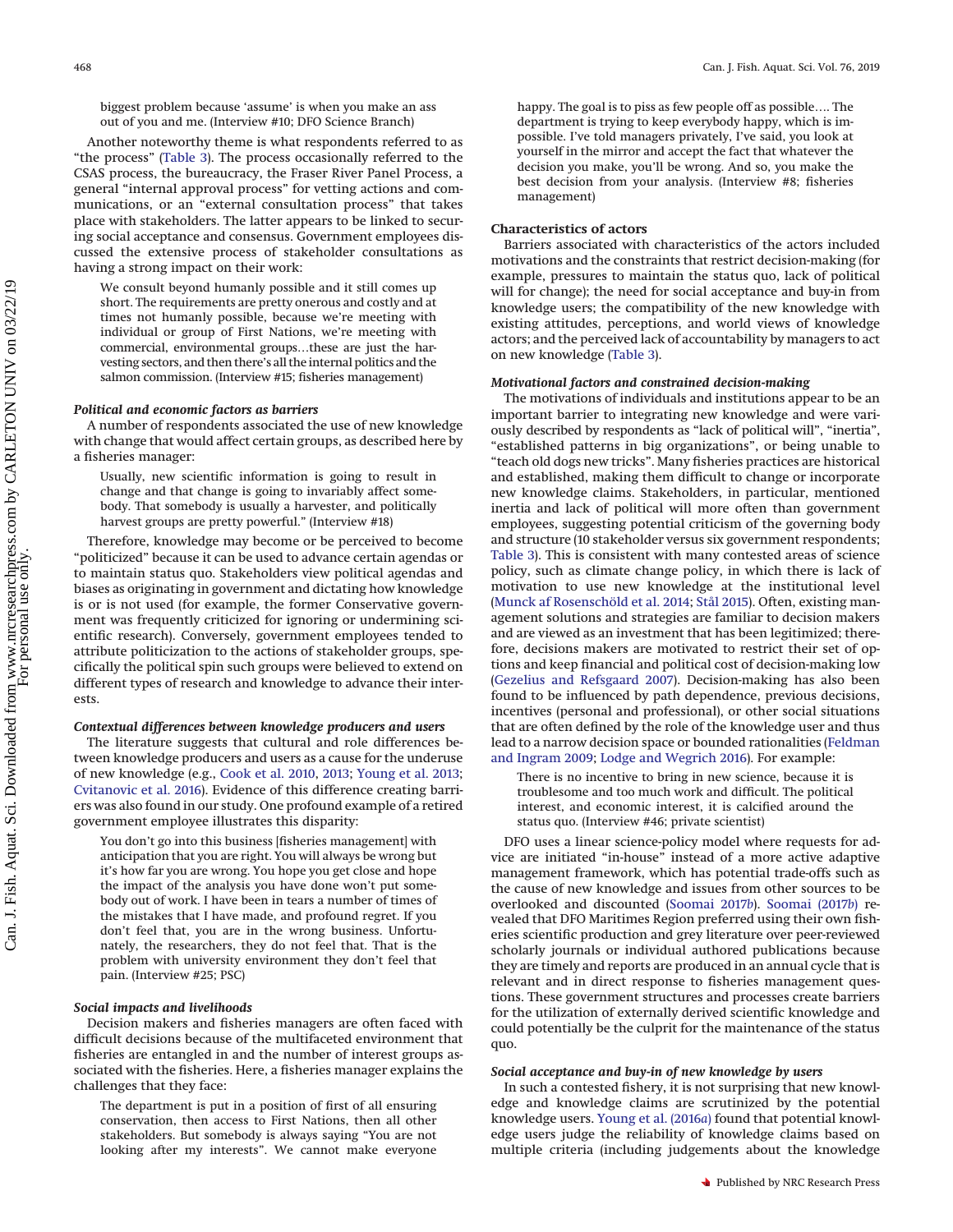biggest problem because 'assume' is when you make an ass out of you and me. (Interview #10; DFO Science Branch)

Another noteworthy theme is what respondents referred to as "the process" (Table 3). The process occasionally referred to the CSAS process, the bureaucracy, the Fraser River Panel Process, a general "internal approval process" for vetting actions and communications, or an "external consultation process" that takes place with stakeholders. The latter appears to be linked to securing social acceptance and consensus. Government employees discussed the extensive process of stakeholder consultations as having a strong impact on their work:

> We consult beyond humanly possible and it still comes up short. The requirements are pretty onerous and costly and at times not humanly possible, because we're meeting with individual or group of First Nations, we're meeting with commercial, environmental groups…these are just the harvesting sectors, and then there's all the internal politics and the salmon commission. (Interview #15; fisheries management)

#### Political and economic factors as barriers

A number of respondents associated the use of new knowledge with change that would affect certain groups, as described here by a fisheries manager:

> Usually, new scientific information is going to result in change and that change is going to invariably affect somebody. That somebody is usually a harvester, and politically harvest groups are pretty powerful." (Interview #18)

Therefore, knowledge may become or be perceived to become "politicized" because it can be used to advance certain agendas or to maintain status quo. Stakeholders view political agendas and biases as originating in government and dictating how knowledge is or is not used (for example, the former Conservative government was frequently criticized for ignoring or undermining scientific research). Conversely, government employees tended to attribute politicization to the actions of stakeholder groups, specifically the political spin such groups were believed to extend on different types of research and knowledge to advance their interests.

#### Contextual differences between knowledge producers and users

The literature suggests that cultural and role differences between knowledge producers and users as a cause for the underuse of new knowledge (e.g., Cook et al. 2010, 2013; Young et al. 2013; Cvitanovic et al. 2016). Evidence of this difference creating barriers was also found in our study. One profound example of a retired government employee illustrates this disparity:

> You don't go into this business [fisheries management] with anticipation that you are right. You will always be wrong but it's how far you are wrong. You hope you get close and hope the impact of the analysis you have done won't put somebody out of work. I have been in tears a number of times of the mistakes that I have made, and profound regret. If you don't feel that, you are in the wrong business. Unfortunately, the researchers, they do not feel that. That is the problem with university environment they don't feel that pain. (Interview #25; PSC)

#### Social impacts and livelihoods

Decision makers and fisheries managers are often faced with difficult decisions because of the multifaceted environment that fisheries are entangled in and the number of interest groups associated with the fisheries. Here, a fisheries manager explains the challenges that they face:

> The department is put in a position of first of all ensuring conservation, then access to First Nations, then all other stakeholders. But somebody is always saying "You are not looking after my interests". We cannot make everyone happy. The goal is to piss as few people off as possible…. The department is trying to keep everybody happy, which is impossible. I've told managers privately, I've said, you look at yourself in the mirror and accept the fact that whatever the decision you make, you'll be wrong. And so, you make the best decision from your analysis. (Interview #8; fisheries management)

### Characteristics of actors

Barriers associated with characteristics of the actors included motivations and the constraints that restrict decision-making (for example, pressures to maintain the status quo, lack of political will for change); the need for social acceptance and buy-in from knowledge users; the compatibility of the new knowledge with existing attitudes, perceptions, and world views of knowledge actors; and the perceived lack of accountability by managers to act on new knowledge (Table 3).

#### Motivational factors and constrained decision-making

The motivations of individuals and institutions appear to be an important barrier to integrating new knowledge and were variously described by respondents as "lack of political will", "inertia", "established patterns in big organizations", or being unable to "teach old dogs new tricks". Many fisheries practices are historical and established, making them difficult to change or incorporate new knowledge claims. Stakeholders, in particular, mentioned inertia and lack of political will more often than government employees, suggesting potential criticism of the governing body and structure (10 stakeholder versus six government respondents; Table 3). This is consistent with many contested areas of science policy, such as climate change policy, in which there is lack of motivation to use new knowledge at the institutional level (Munck af Rosenschöld et al. 2014; Stål 2015). Often, existing management solutions and strategies are familiar to decision makers and are viewed as an investment that has been legitimized; therefore, decisions makers are motivated to restrict their set of options and keep financial and political cost of decision-making low (Gezelius and Refsgaard 2007). Decision-making has also been found to be influenced by path dependence, previous decisions, incentives (personal and professional), or other social situations that are often defined by the role of the knowledge user and thus lead to a narrow decision space or bounded rationalities (Feldman and Ingram 2009; Lodge and Wegrich 2016). For example:

> There is no incentive to bring in new science, because it is troublesome and too much work and difficult. The political interest, and economic interest, it is calcified around the status quo. (Interview #46; private scientist)

DFO uses a linear science-policy model where requests for advice are initiated "in-house" instead of a more active adaptive management framework, which has potential trade-offs such as the cause of new knowledge and issues from other sources to be overlooked and discounted (Soomai 2017*b*). Soomai (2017*b*) revealed that DFO Maritimes Region preferred using their own fisheries scientific production and grey literature over peer-reviewed scholarly journals or individual authored publications because they are timely and reports are produced in an annual cycle that is relevant and in direct response to fisheries management questions. These government structures and processes create barriers for the utilization of externally derived scientific knowledge and could potentially be the culprit for the maintenance of the status quo.

#### Social acceptance and buy-in of new knowledge by users

In such a contested fishery, it is not surprising that new knowledge and knowledge claims are scrutinized by the potential knowledge users. Young et al. (2016*a*) found that potential knowledge users judge the reliability of knowledge claims based on multiple criteria (including judgements about the knowledge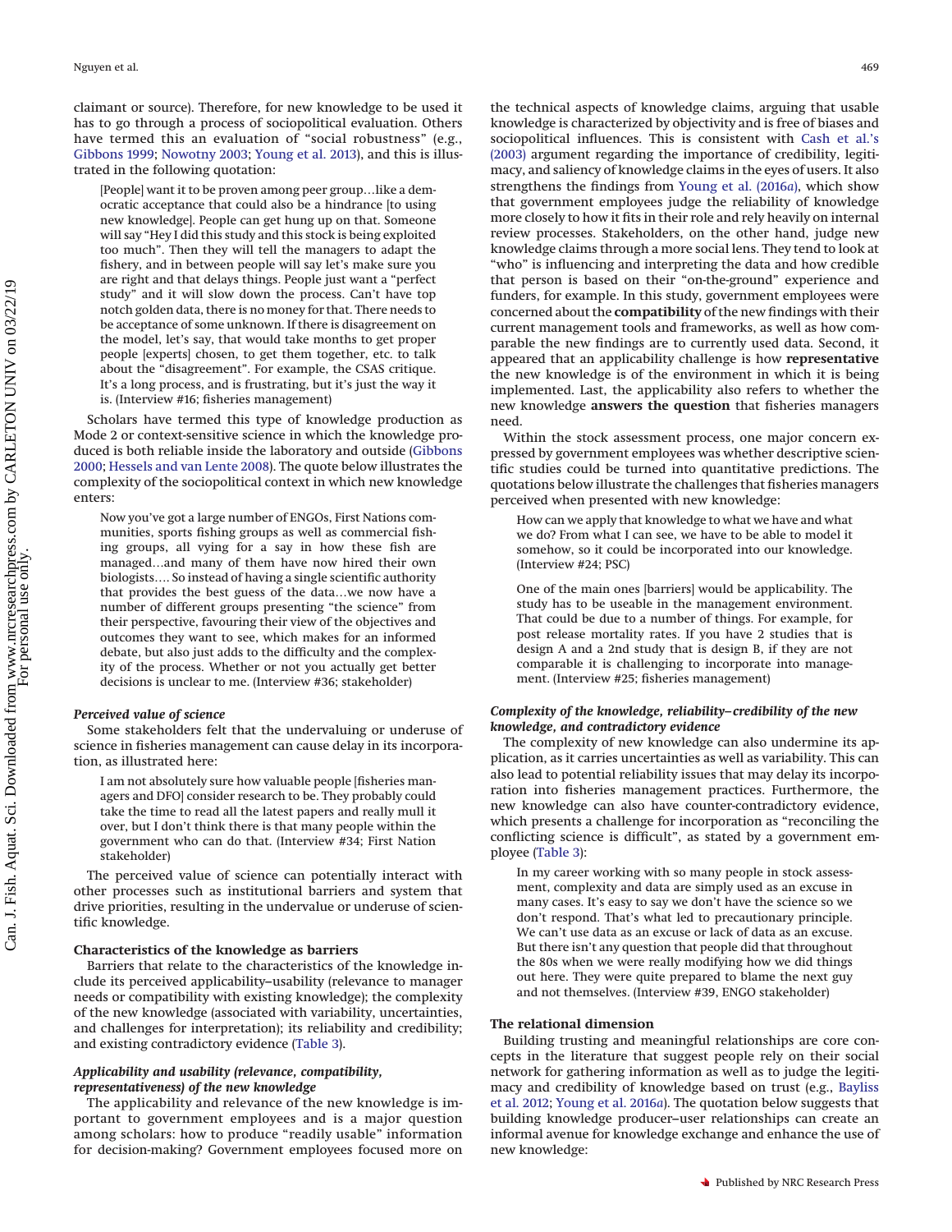claimant or source). Therefore, for new knowledge to be used it has to go through a process of sociopolitical evaluation. Others have termed this an evaluation of "social robustness" (e.g., Gibbons 1999; Nowotny 2003; Young et al. 2013), and this is illustrated in the following quotation:

> [People] want it to be proven among peer group…like a democratic acceptance that could also be a hindrance [to using new knowledge]. People can get hung up on that. Someone will say "Hey I did this study and this stock is being exploited too much". Then they will tell the managers to adapt the fishery, and in between people will say let's make sure you are right and that delays things. People just want a "perfect study" and it will slow down the process. Can't have top notch golden data, there is no money for that. There needs to be acceptance of some unknown. If there is disagreement on the model, let's say, that would take months to get proper people [experts] chosen, to get them together, etc. to talk about the "disagreement". For example, the CSAS critique. It's a long process, and is frustrating, but it's just the way it is. (Interview #16; fisheries management)

Scholars have termed this type of knowledge production as Mode 2 or context-sensitive science in which the knowledge produced is both reliable inside the laboratory and outside (Gibbons 2000; Hessels and van Lente 2008). The quote below illustrates the complexity of the sociopolitical context in which new knowledge enters:

> Now you've got a large number of ENGOs, First Nations communities, sports fishing groups as well as commercial fishing groups, all vying for a say in how these fish are managed…and many of them have now hired their own biologists…. So instead of having a single scientific authority that provides the best guess of the data…we now have a number of different groups presenting "the science" from their perspective, favouring their view of the objectives and outcomes they want to see, which makes for an informed debate, but also just adds to the difficulty and the complexity of the process. Whether or not you actually get better decisions is unclear to me. (Interview #36; stakeholder)

#### *Perceived value of science*

Some stakeholders felt that the undervaluing or underuse of science in fisheries management can cause delay in its incorporation, as illustrated here:

> I am not absolutely sure how valuable people [fisheries managers and DFO] consider research to be. They probably could take the time to read all the latest papers and really mull it over, but I don't think there is that many people within the government who can do that. (Interview #34; First Nation stakeholder)

The perceived value of science can potentially interact with other processes such as institutional barriers and system that drive priorities, resulting in the undervalue or underuse of scientific knowledge.

### Characteristics of the knowledge as barriers

Barriers that relate to the characteristics of the knowledge include its perceived applicability–usability (relevance to manager needs or compatibility with existing knowledge); the complexity of the new knowledge (associated with variability, uncertainties, and challenges for interpretation); its reliability and credibility; and existing contradictory evidence (Table 3).

#### *Applicability and usability (relevance, compatibility, representativeness) of the new knowledge*

The applicability and relevance of the new knowledge is important to government employees and is a major question among scholars: how to produce "readily usable" information for decision-making? Government employees focused more on the technical aspects of knowledge claims, arguing that usable knowledge is characterized by objectivity and is free of biases and sociopolitical influences. This is consistent with Cash et al.'s (2003) argument regarding the importance of credibility, legitimacy, and saliency of knowledge claims in the eyes of users. It also strengthens the findings from Young et al. (2016*a*), which show that government employees judge the reliability of knowledge more closely to how it fits in their role and rely heavily on internal review processes. Stakeholders, on the other hand, judge new knowledge claims through a more social lens. They tend to look at "who" is influencing and interpreting the data and how credible that person is based on their "on-the-ground" experience and funders, for example. In this study, government employees were concerned about the **compatibility** of the new findings with their current management tools and frameworks, as well as how comparable the new findings are to currently used data. Second, it appeared that an applicability challenge is how **representative** the new knowledge is of the environment in which it is being implemented. Last, the applicability also refers to whether the new knowledge **answers the question** that fisheries managers need.

Within the stock assessment process, one major concern expressed by government employees was whether descriptive scientific studies could be turned into quantitative predictions. The quotations below illustrate the challenges that fisheries managers perceived when presented with new knowledge:

> How can we apply that knowledge to what we have and what we do? From what I can see, we have to be able to model it somehow, so it could be incorporated into our knowledge. (Interview #24; PSC)

> One of the main ones [barriers] would be applicability. The study has to be useable in the management environment. That could be due to a number of things. For example, for post release mortality rates. If you have 2 studies that is design A and a 2nd study that is design B, if they are not comparable it is challenging to incorporate into management. (Interview #25; fisheries management)

#### *Complexity of the knowledge, reliability–credibility of the new knowledge, and contradictory evidence*

The complexity of new knowledge can also undermine its application, as it carries uncertainties as well as variability. This can also lead to potential reliability issues that may delay its incorporation into fisheries management practices. Furthermore, the new knowledge can also have counter-contradictory evidence, which presents a challenge for incorporation as "reconciling the conflicting science is difficult", as stated by a government employee (Table 3):

> In my career working with so many people in stock assessment, complexity and data are simply used as an excuse in many cases. It's easy to say we don't have the science so we don't respond. That's what led to precautionary principle. We can't use data as an excuse or lack of data as an excuse. But there isn't any question that people did that throughout the 80s when we were really modifying how we did things out here. They were quite prepared to blame the next guy and not themselves. (Interview #39, ENGO stakeholder)

### The relational dimension

Building trusting and meaningful relationships are core concepts in the literature that suggest people rely on their social network for gathering information as well as to judge the legitimacy and credibility of knowledge based on trust (e.g., Bayliss et al. 2012; Young et al. 2016*a*). The quotation below suggests that building knowledge producer–user relationships can create an informal avenue for knowledge exchange and enhance the use of new knowledge: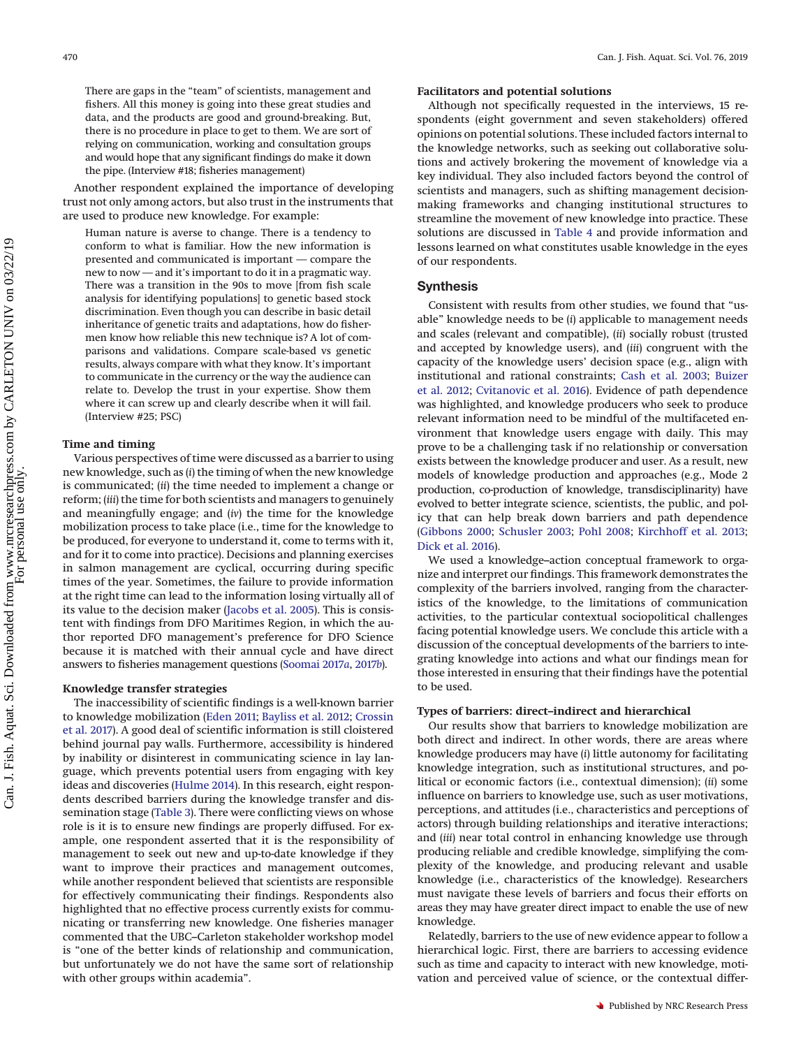There are gaps in the "team" of scientists, management and fishers. All this money is going into these great studies and data, and the products are good and ground-breaking. But, there is no procedure in place to get to them. We are sort of relying on communication, working and consultation groups and would hope that any significant findings do make it down the pipe. (Interview #18; fisheries management)

Another respondent explained the importance of developing trust not only among actors, but also trust in the instruments that are used to produce new knowledge. For example:

> Human nature is averse to change. There is a tendency to conform to what is familiar. How the new information is presented and communicated is important — compare the new to now — and it's important to do it in a pragmatic way. There was a transition in the 90s to move [from fish scale analysis for identifying populations] to genetic based stock discrimination. Even though you can describe in basic detail inheritance of genetic traits and adaptations, how do fishermen know how reliable this new technique is? A lot of comparisons and validations. Compare scale-based vs genetic results, always compare with what they know. It's important to communicate in the currency or the way the audience can relate to. Develop the trust in your expertise. Show them where it can screw up and clearly describe when it will fail. (Interview #25; PSC)

### Time and timing

Various perspectives of time were discussed as a barrier to using new knowledge, such as (*i*) the timing of when the new knowledge is communicated; (*ii*) the time needed to implement a change or reform; (*iii*) the time for both scientists and managers to genuinely and meaningfully engage; and (*iv*) the time for the knowledge mobilization process to take place (i.e., time for the knowledge to be produced, for everyone to understand it, come to terms with it, and for it to come into practice). Decisions and planning exercises in salmon management are cyclical, occurring during specific times of the year. Sometimes, the failure to provide information at the right time can lead to the information losing virtually all of its value to the decision maker (Jacobs et al. 2005). This is consistent with findings from DFO Maritimes Region, in which the author reported DFO management's preference for DFO Science because it is matched with their annual cycle and have direct answers to fisheries management questions (Soomai 2017*a*, 2017*b*).

### Knowledge transfer strategies

The inaccessibility of scientific findings is a well-known barrier to knowledge mobilization (Eden 2011; Bayliss et al. 2012; Crossin et al. 2017). A good deal of scientific information is still cloistered behind journal pay walls. Furthermore, accessibility is hindered by inability or disinterest in communicating science in lay language, which prevents potential users from engaging with key ideas and discoveries (Hulme 2014). In this research, eight respondents described barriers during the knowledge transfer and dissemination stage (Table 3). There were conflicting views on whose role is it is to ensure new findings are properly diffused. For example, one respondent asserted that it is the responsibility of management to seek out new and up-to-date knowledge if they want to improve their practices and management outcomes, while another respondent believed that scientists are responsible for effectively communicating their findings. Respondents also highlighted that no effective process currently exists for communicating or transferring new knowledge. One fisheries manager commented that the UBC–Carleton stakeholder workshop model is "one of the better kinds of relationship and communication, but unfortunately we do not have the same sort of relationship with other groups within academia".

### Facilitators and potential solutions

Although not specifically requested in the interviews, 15 respondents (eight government and seven stakeholders) offered opinions on potential solutions. These included factors internal to the knowledge networks, such as seeking out collaborative solutions and actively brokering the movement of knowledge via a key individual. They also included factors beyond the control of scientists and managers, such as shifting management decision-making frameworks and changing institutional structures to streamline the movement of new knowledge into practice. These solutions are discussed in Table 4 and provide information and lessons learned on what constitutes usable knowledge in the eyes of our respondents.

## Synthesis

Consistent with results from other studies, we found that "usable" knowledge needs to be (*i*) applicable to management needs and scales (relevant and compatible), (*ii*) socially robust (trusted and accepted by knowledge users), and (*iii*) congruent with the capacity of the knowledge users' decision space (e.g., align with institutional and rational constraints; Cash et al. 2003; Buizer et al. 2012; Cvitanovic et al. 2016). Evidence of path dependence was highlighted, and knowledge producers who seek to produce relevant information need to be mindful of the multifaceted environment that knowledge users engage with daily. This may prove to be a challenging task if no relationship or conversation exists between the knowledge producer and user. As a result, new models of knowledge production and approaches (e.g., Mode 2 production, co-production of knowledge, transdisciplinarity) have evolved to better integrate science, scientists, the public, and policy that can help break down barriers and path dependence (Gibbons 2000; Schusler 2003; Pohl 2008; Kirchhoff et al. 2013; Dick et al. 2016).

We used a knowledge–action conceptual framework to organize and interpret our findings. This framework demonstrates the complexity of the barriers involved, ranging from the characteristics of the knowledge, to the limitations of communication activities, to the particular contextual sociopolitical challenges facing potential knowledge users. We conclude this article with a discussion of the conceptual developments of the barriers to integrating knowledge into actions and what our findings mean for those interested in ensuring that their findings have the potential to be used.

### Types of barriers: direct–indirect and hierarchical

Our results show that barriers to knowledge mobilization are both direct and indirect. In other words, there are areas where knowledge producers may have (*i*) little autonomy for facilitating knowledge integration, such as institutional structures, and political or economic factors (i.e., contextual dimension); (*ii*) some influence on barriers to knowledge use, such as user motivations, perceptions, and attitudes (i.e., characteristics and perceptions of actors) through building relationships and iterative interactions; and (*iii*) near total control in enhancing knowledge use through producing reliable and credible knowledge, simplifying the complexity of the knowledge, and producing relevant and usable knowledge (i.e., characteristics of the knowledge). Researchers must navigate these levels of barriers and focus their efforts on areas they may have greater direct impact to enable the use of new knowledge.

Relatedly, barriers to the use of new evidence appear to follow a hierarchical logic. First, there are barriers to accessing evidence such as time and capacity to interact with new knowledge, motivation and perceived value of science, or the contextual differ-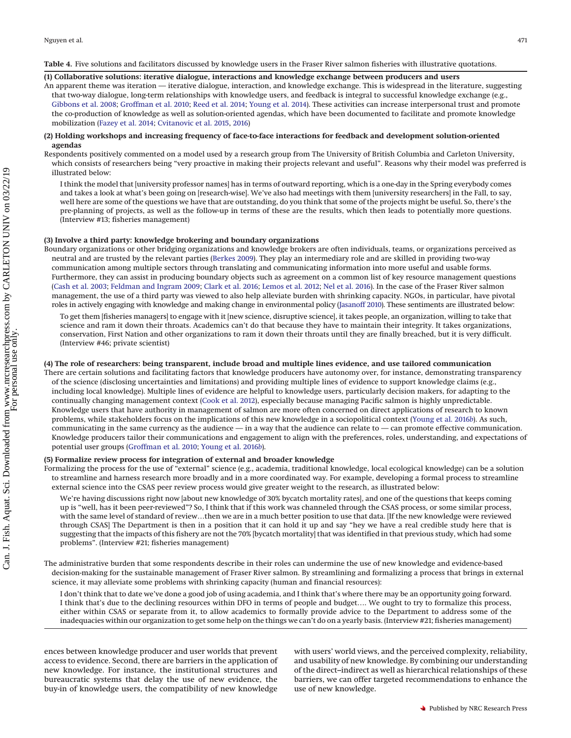**Table 4.** Five solutions and facilitators discussed by knowledge users in the Fraser River salmon fisheries with illustrative quotations.

**(1) Collaborative solutions: iterative dialogue, interactions and knowledge exchange between producers and users**

An apparent theme was iteration — iterative dialogue, interaction, and knowledge exchange. This is widespread in the literature, suggesting that two-way dialogue, long-term relationships with knowledge users, and feedback is integral to successful knowledge exchange (e.g., Gibbons et al. 2008; Groffman et al. 2010; Reed et al. 2014; Young et al. 2014). These activities can increase interpersonal trust and promote the co-production of knowledge as well as solution-oriented agendas, which have been documented to facilitate and promote knowledge mobilization (Fazey et al. 2014; Cvitanovic et al. 2015, 2016)

**(2) Holding workshops and increasing frequency of face-to-face interactions for feedback and development solution-oriented agendas**

Respondents positively commented on a model used by a research group from The University of British Columbia and Carleton University, which consists of researchers being "very proactive in making their projects relevant and useful". Reasons why their model was preferred is illustrated below:

> I think the model that [university professor names] has in terms of outward reporting, which is a one-day in the Spring everybody comes and takes a look at what's been going on [research-wise]. We've also had meetings with them [university researchers] in the Fall, to say, well here are some of the questions we have that are outstanding, do you think that some of the projects might be useful. So, there's the pre-planning of projects, as well as the follow-up in terms of these are the results, which then leads to potentially more questions. (Interview #13; fisheries management)

**(3) Involve a third party: knowledge brokering and boundary organizations**

Boundary organizations or other bridging organizations and knowledge brokers are often individuals, teams, or organizations perceived as neutral and are trusted by the relevant parties (Berkes 2009). They play an intermediary role and are skilled in providing two-way communication among multiple sectors through translating and communicating information into more useful and usable forms. Furthermore, they can assist in producing boundary objects such as agreement on a common list of key resource management questions (Cash et al. 2003; Feldman and Ingram 2009; Clark et al. 2016; Lemos et al. 2012; Nel et al. 2016). In the case of the Fraser River salmon management, the use of a third party was viewed to also help alleviate burden with shrinking capacity. NGOs, in particular, have pivotal roles in actively engaging with knowledge and making change in environmental policy (Jasanoff 2010). These sentiments are illustrated below:

> To get them [fisheries managers] to engage with it [new science, disruptive science], it takes people, an organization, willing to take that science and ram it down their throats. Academics can't do that because they have to maintain their integrity. It takes organizations, conservation, First Nation and other organizations to ram it down their throats until they are finally breached, but it is very difficult. (Interview #46; private scientist)

**(4) The role of researchers: being transparent, include broad and multiple lines evidence, and use tailored communication**

There are certain solutions and facilitating factors that knowledge producers have autonomy over, for instance, demonstrating transparency of the science (disclosing uncertainties and limitations) and providing multiple lines of evidence to support knowledge claims (e.g., including local knowledge). Multiple lines of evidence are helpful to knowledge users, particularly decision makers, for adapting to the continually changing management context (Cook et al. 2012), especially because managing Pacific salmon is highly unpredictable. Knowledge users that have authority in management of salmon are more often concerned on direct applications of research to known problems, while stakeholders focus on the implications of this new knowledge in a sociopolitical context (Young et al. 2016*b*). As such, communicating in the same currency as the audience — in a way that the audience can relate to — can promote effective communication. Knowledge producers tailor their communications and engagement to align with the preferences, roles, understanding, and expectations of potential user groups (Groffman et al. 2010; Young et al. 2016*b*).

**(5) Formalize review process for integration of external and broader knowledge**

Formalizing the process for the use of "external" science (e.g., academia, traditional knowledge, local ecological knowledge) can be a solution to streamline and harness research more broadly and in a more coordinated way. For example, developing a formal process to streamline external science into the CSAS peer review process would give greater weight to the research, as illustrated below:

> We're having discussions right now [about new knowledge of 30% bycatch mortality rates], and one of the questions that keeps coming up is "well, has it been peer-reviewed"? So, I think that if this work was channeled through the CSAS process, or some similar process, with the same level of standard of review…then we are in a much better position to use that data. [If the new knowledge were reviewed through CSAS] The Department is then in a position that it can hold it up and say "hey we have a real credible study here that is suggesting that the impacts of this fishery are not the 70% [bycatch mortality] that was identified in that previous study, which had some problems". (Interview #21; fisheries management)

The administrative burden that some respondents describe in their roles can undermine the use of new knowledge and evidence-based decision-making for the sustainable management of Fraser River salmon. By streamlining and formalizing a process that brings in external science, it may alleviate some problems with shrinking capacity (human and financial resources):

> I don't think that to date we've done a good job of using academia, and I think that's where there may be an opportunity going forward. I think that's due to the declining resources within DFO in terms of people and budget…. We ought to try to formalize this process, either within CSAS or separate from it, to allow academics to formally provide advice to the Department to address some of the inadequacies within our organization to get some help on the things we can't do on a yearly basis. (Interview #21; fisheries management)

ences between knowledge producer and user worlds that prevent access to evidence. Second, there are barriers in the application of new knowledge. For instance, the institutional structures and bureaucratic systems that delay the use of new evidence, the buy-in of knowledge users, the compatibility of new knowledge with users' world views, and the perceived complexity, reliability, and usability of new knowledge. By combining our understanding of the direct–indirect as well as hierarchical relationships of these barriers, we can offer targeted recommendations to enhance the use of new knowledge.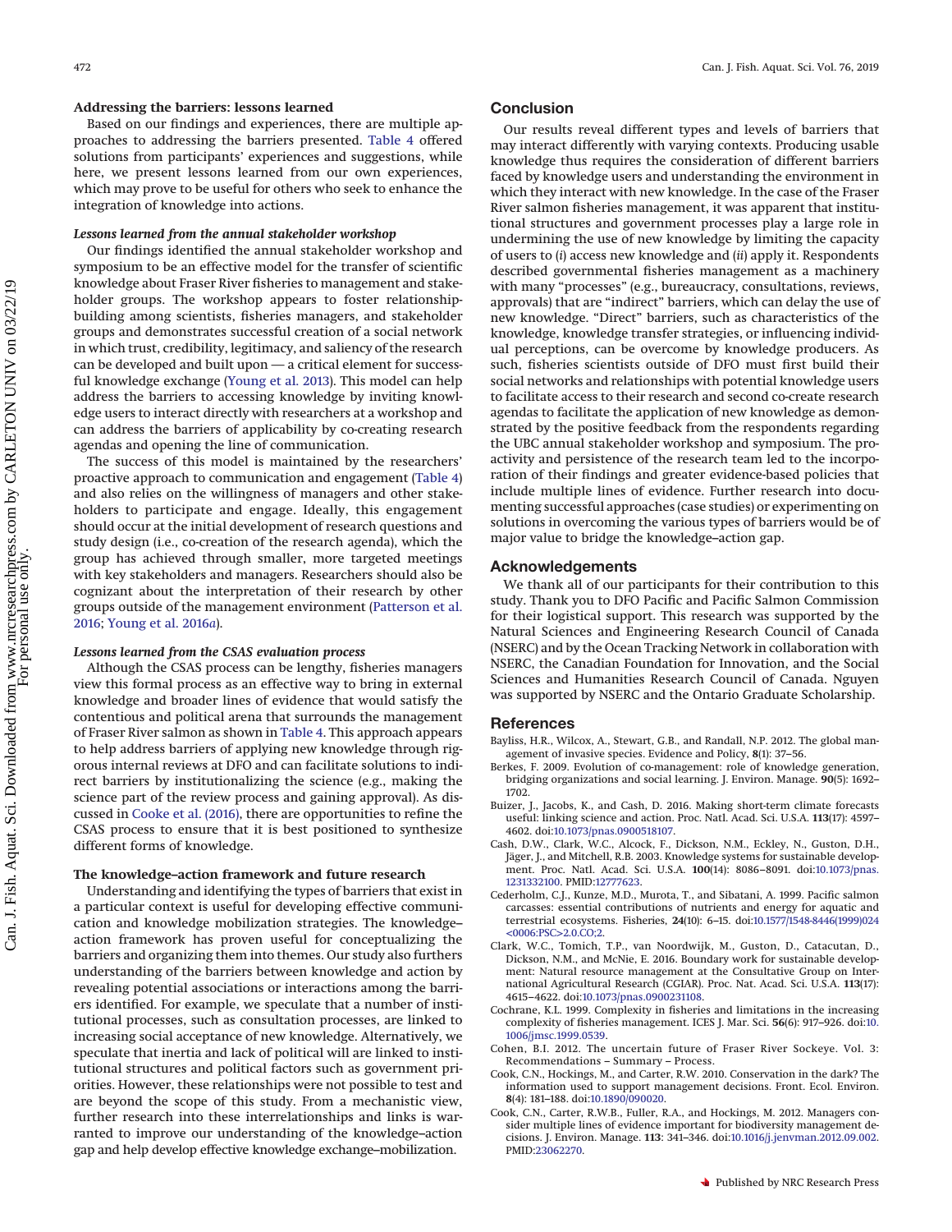### Addressing the barriers: lessons learned

Based on our findings and experiences, there are multiple approaches to addressing the barriers presented. Table 4 offered solutions from participants' experiences and suggestions, while here, we present lessons learned from our own experiences, which may prove to be useful for others who seek to enhance the integration of knowledge into actions.

#### *Lessons learned from the annual stakeholder workshop*

Our findings identified the annual stakeholder workshop and symposium to be an effective model for the transfer of scientific knowledge about Fraser River fisheries to management and stakeholder groups. The workshop appears to foster relationship-building among scientists, fisheries managers, and stakeholder groups and demonstrates successful creation of a social network in which trust, credibility, legitimacy, and saliency of the research can be developed and built upon — a critical element for successful knowledge exchange (Young et al. 2013). This model can help address the barriers to accessing knowledge by inviting knowledge users to interact directly with researchers at a workshop and can address the barriers of applicability by co-creating research agendas and opening the line of communication.

The success of this model is maintained by the researchers' proactive approach to communication and engagement (Table 4) and also relies on the willingness of managers and other stakeholders to participate and engage. Ideally, this engagement should occur at the initial development of research questions and study design (i.e., co-creation of the research agenda), which the group has achieved through smaller, more targeted meetings with key stakeholders and managers. Researchers should also be cognizant about the interpretation of their research by other groups outside of the management environment (Patterson et al. 2016; Young et al. 2016*a*).

#### *Lessons learned from the CSAS evaluation process*

Although the CSAS process can be lengthy, fisheries managers view this formal process as an effective way to bring in external knowledge and broader lines of evidence that would satisfy the contentious and political arena that surrounds the management of Fraser River salmon as shown in Table 4. This approach appears to help address barriers of applying new knowledge through rigorous internal reviews at DFO and can facilitate solutions to indirect barriers by institutionalizing the science (e.g., making the science part of the review process and gaining approval). As discussed in Cooke et al. (2016), there are opportunities to refine the CSAS process to ensure that it is best positioned to synthesize different forms of knowledge.

### The knowledge–action framework and future research

Understanding and identifying the types of barriers that exist in a particular context is useful for developing effective communication and knowledge mobilization strategies. The knowledge–action framework has proven useful for conceptualizing the barriers and organizing them into themes. Our study also furthers understanding of the barriers between knowledge and action by revealing potential associations or interactions among the barriers identified. For example, we speculate that a number of institutional processes, such as consultation processes, are linked to increasing social acceptance of new knowledge. Alternatively, we speculate that inertia and lack of political will are linked to institutional structures and political factors such as government priorities. However, these relationships were not possible to test and are beyond the scope of this study. From a mechanistic view, further research into these interrelationships and links is warranted to improve our understanding of the knowledge–action gap and help develop effective knowledge exchange–mobilization.

## Conclusion

Our results reveal different types and levels of barriers that may interact differently with varying contexts. Producing usable knowledge thus requires the consideration of different barriers faced by knowledge users and understanding the environment in which they interact with new knowledge. In the case of the Fraser River salmon fisheries management, it was apparent that institutional structures and government processes play a large role in undermining the use of new knowledge by limiting the capacity of users to (*i*) access new knowledge and (*ii*) apply it. Respondents described governmental fisheries management as a machinery with many "processes" (e.g., bureaucracy, consultations, reviews, approvals) that are "indirect" barriers, which can delay the use of new knowledge. "Direct" barriers, such as characteristics of the knowledge, knowledge transfer strategies, or influencing individual perceptions, can be overcome by knowledge producers. As such, fisheries scientists outside of DFO must first build their social networks and relationships with potential knowledge users to facilitate access to their research and second co-create research agendas to facilitate the application of new knowledge as demonstrated by the positive feedback from the respondents regarding the UBC annual stakeholder workshop and symposium. The proactivity and persistence of the research team led to the incorporation of their findings and greater evidence-based policies that include multiple lines of evidence. Further research into documenting successful approaches (case studies) or experimenting on solutions in overcoming the various types of barriers would be of major value to bridge the knowledge–action gap.

## Acknowledgements

We thank all of our participants for their contribution to this study. Thank you to DFO Pacific and Pacific Salmon Commission for their logistical support. This research was supported by the Natural Sciences and Engineering Research Council of Canada (NSERC) and by the Ocean Tracking Network in collaboration with NSERC, the Canadian Foundation for Innovation, and the Social Sciences and Humanities Research Council of Canada. Nguyen was supported by NSERC and the Ontario Graduate Scholarship.

## References

Bayliss, H.R., Wilcox, A., Stewart, G.B., and Randall, N.P. 2012. The global management of invasive species. Evidence and Policy, **8**(1): 37–56.

Berkes, F. 2009. Evolution of co-management: role of knowledge generation, bridging organizations and social learning. J. Environ. Manage. **90**(5): 1692–1702.

Buizer, J., Jacobs, K., and Cash, D. 2016. Making short-term climate forecasts useful: linking science and action. Proc. Natl. Acad. Sci. U.S.A. **113**(17): 4597–4602. doi:10.1073/pnas.0900518107.

Cash, D.W., Clark, W.C., Alcock, F., Dickson, N.M., Eckley, N., Guston, D.H., Jäger, J., and Mitchell, R.B. 2003. Knowledge systems for sustainable development. Proc. Natl. Acad. Sci. U.S.A. **100**(14): 8086–8091. doi:10.1073/pnas.1231332100. PMID:12777623.

Cederholm, C.J., Kunze, M.D., Murota, T., and Sibatani, A. 1999. Pacific salmon carcasses: essential contributions of nutrients and energy for aquatic and terrestrial ecosystems. Fisheries, **24**(10): 6–15. doi:10.1577/1548-8446(1999)024<0006:PSC>2.0.CO;2.

Clark, W.C., Tomich, T.P., van Noordwijk, M., Guston, D., Catacutan, D., Dickson, N.M., and McNie, E. 2016. Boundary work for sustainable development: Natural resource management at the Consultative Group on International Agricultural Research (CGIAR). Proc. Nat. Acad. Sci. U.S.A. **113**(17): 4615–4622. doi:10.1073/pnas.0900231108.

Cochrane, K.L. 1999. Complexity in fisheries and limitations in the increasing complexity of fisheries management. ICES J. Mar. Sci. **56**(6): 917–926. doi:10.1006/jmsc.1999.0539.

Cohen, B.I. 2012. The uncertain future of Fraser River Sockeye. Vol. 3: Recommendations – Summary – Process.

Cook, C.N., Hockings, M., and Carter, R.W. 2010. Conservation in the dark? The information used to support management decisions. Front. Ecol. Environ. **8**(4): 181–188. doi:10.1890/090020.

Cook, C.N., Carter, R.W.B., Fuller, R.A., and Hockings, M. 2012. Managers consider multiple lines of evidence important for biodiversity management decisions. J. Environ. Manage. **113**: 341–346. doi:10.1016/j.jenvman.2012.09.002. PMID:23062270.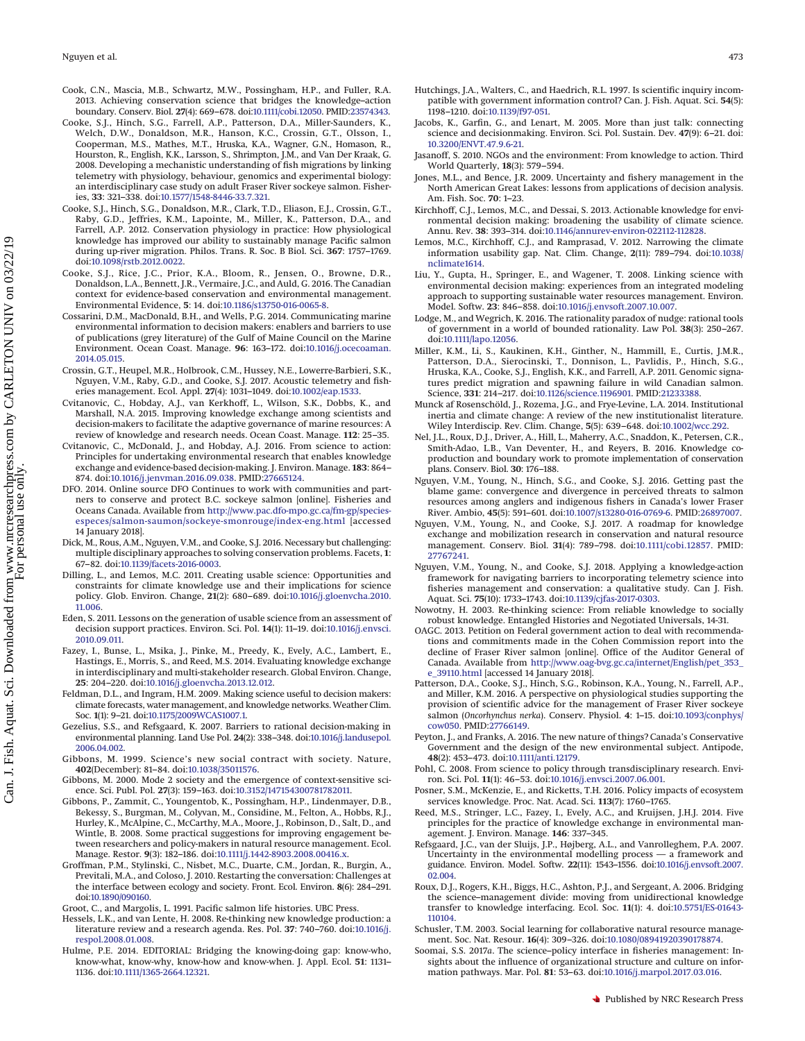Cook, C.N., Mascia, M.B., Schwartz, M.W., Possingham, H.P., and Fuller, R.A. 2013. Achieving conservation science that bridges the knowledge–action boundary. Conserv. Biol. **27**(4): 669–678. doi:10.1111/cobi.12050. PMID:23574343.

Cooke, S.J., Hinch, S.G., Farrell, A.P., Patterson, D.A., Miller-Saunders, K., Welch, D.W., Donaldson, M.R., Hanson, K.C., Crossin, G.T., Olsson, I., Cooperman, M.S., Mathes, M.T., Hruska, K.A., Wagner, G.N., Homason, R., Hourston, R., English, K.K., Larsson, S., Shrimpton, J.M., and Van Der Kraak, G. 2008. Developing a mechanistic understanding of fish migrations by linking telemetry with physiology, behaviour, genomics and experimental biology: an interdisciplinary case study on adult Fraser River sockeye salmon. Fisheries, **33**: 321–338. doi:10.1577/1548-8446-33.7.321.

Cooke, S.J., Hinch, S.G., Donaldson, M.R., Clark, T.D., Eliason, E.J., Crossin, G.T., Raby, G.D., Jeffries, K.M., Lapointe, M., Miller, K., Patterson, D.A., and Farrell, A.P. 2012. Conservation physiology in practice: How physiological knowledge has improved our ability to sustainably manage Pacific salmon during up-river migration. Philos. Trans. R. Soc. B Biol. Sci. **367**: 1757–1769. doi:10.1098/rstb.2012.0022.

Cooke, S.J., Rice, J.C., Prior, K.A., Bloom, R., Jensen, O., Browne, D.R., Donaldson, L.A., Bennett, J.R., Vermaire, J.C., and Auld, G. 2016. The Canadian context for evidence-based conservation and environmental management. Environmental Evidence, **5**: 14. doi:10.1186/s13750-016-0065-8.

Cossarini, D.M., MacDonald, B.H., and Wells, P.G. 2014. Communicating marine environmental information to decision makers: enablers and barriers to use of publications (grey literature) of the Gulf of Maine Council on the Marine Environment. Ocean Coast. Manage. **96**: 163–172. doi:10.1016/j.ocecoaman.2014.05.015.

Crossin, G.T., Heupel, M.R., Holbrook, C.M., Hussey, N.E., Lowerre-Barbieri, S.K., Nguyen, V.M., Raby, G.D., and Cooke, S.J. 2017. Acoustic telemetry and fisheries management. Ecol. Appl. **27**(4): 1031–1049. doi:10.1002/eap.1533.

Cvitanovic, C., Hobday, A.J., van Kerkhoff, L., Wilson, S.K., Dobbs, K., and Marshall, N.A. 2015. Improving knowledge exchange among scientists and decision-makers to facilitate the adaptive governance of marine resources: A review of knowledge and research needs. Ocean Coast. Manage. **112**: 25–35.

Cvitanovic, C., McDonald, J., and Hobday, A.J. 2016. From science to action: Principles for undertaking environmental research that enables knowledge exchange and evidence-based decision-making. J. Environ. Manage. **183**: 864–874. doi:10.1016/j.jenvman.2016.09.038. PMID:27665124.

DFO. 2014. Online source DFO Continues to work with communities and partners to conserve and protect B.C. sockeye salmon [online]. Fisheries and Oceans Canada. Available from http://www.pac.dfo-mpo.gc.ca/fm-gp/species-especes/salmon-saumon/sockeye-smonrouge/index-eng.html [accessed 14 January 2018].

Dick, M., Rous, A.M., Nguyen, V.M., and Cooke, S.J. 2016. Necessary but challenging: multiple disciplinary approaches to solving conservation problems. Facets, **1**: 67–82. doi:10.1139/facets-2016-0003.

Dilling, L., and Lemos, M.C. 2011. Creating usable science: Opportunities and constraints for climate knowledge use and their implications for science policy. Glob. Environ. Change, **21**(2): 680–689. doi:10.1016/j.gloenvcha.2010.11.006.

Eden, S. 2011. Lessons on the generation of usable science from an assessment of decision support practices. Environ. Sci. Pol. **14**(1): 11–19. doi:10.1016/j.envsci.2010.09.011.

Fazey, I., Bunse, L., Msika, J., Pinke, M., Preedy, K., Evely, A.C., Lambert, E., Hastings, E., Morris, S., and Reed, M.S. 2014. Evaluating knowledge exchange in interdisciplinary and multi-stakeholder research. Global Environ. Change, **25**: 204–220. doi:10.1016/j.gloenvcha.2013.12.012.

Feldman, D.L., and Ingram, H.M. 2009. Making science useful to decision makers: climate forecasts, water management, and knowledge networks. Weather Clim. Soc. **1**(1): 9–21. doi:10.1175/2009WCAS1007.1.

Gezelius, S.S., and Refsgaard, K. 2007. Barriers to rational decision-making in environmental planning. Land Use Pol. **24**(2): 338–348. doi:10.1016/j.landusepol.2006.04.002.

Gibbons, M. 1999. Science's new social contract with society. Nature, **402**(December): 81–84. doi:10.1038/35011576.

Gibbons, M. 2000. Mode 2 society and the emergence of context-sensitive science. Sci. Publ. Pol. **27**(3): 159–163. doi:10.3152/147154300781782011.

Gibbons, P., Zammit, C., Youngentob, K., Possingham, H.P., Lindenmayer, D.B., Bekessy, S., Burgman, M., Colyvan, M., Considine, M., Felton, A., Hobbs, R.J., Hurley, K., McAlpine, C., McCarthy, M.A., Moore, J., Robinson, D., Salt, D., and Wintle, B. 2008. Some practical suggestions for improving engagement between researchers and policy-makers in natural resource management. Ecol. Manage. Restor. **9**(3): 182–186. doi:10.1111/j.1442-8903.2008.00416.x.

Groffman, P.M., Stylinski, C., Nisbet, M.C., Duarte, C.M., Jordan, R., Burgin, A., Previtali, M.A., and Coloso, J. 2010. Restarting the conversation: Challenges at the interface between ecology and society. Front. Ecol. Environ. **8**(6): 284–291. doi:10.1890/090160.

Groot, C., and Margolis, L. 1991. Pacific salmon life histories. UBC Press.

Hessels, L.K., and van Lente, H. 2008. Re-thinking new knowledge production: a literature review and a research agenda. Res. Pol. **37**: 740–760. doi:10.1016/j.respol.2008.01.008.

Hulme, P.E. 2014. EDITORIAL: Bridging the knowing-doing gap: know-who, know-what, know-why, know-how and know-when. J. Appl. Ecol. **51**: 1131–1136. doi:10.1111/1365-2664.12321.

Hutchings, J.A., Walters, C., and Haedrich, R.L. 1997. Is scientific inquiry incompatible with government information control? Can. J. Fish. Aquat. Sci. **54**(5): 1198–1210. doi:10.1139/f97-051.

Jacobs, K., Garfin, G., and Lenart, M. 2005. More than just talk: connecting science and decisionmaking. Environ. Sci. Pol. Sustain. Dev. **47**(9): 6–21. doi:10.3200/ENVT.47.9.6-21.

Jasanoff, S. 2010. NGOs and the environment: From knowledge to action. Third World Quarterly, **18**(3): 579–594.

Jones, M.L., and Bence, J.R. 2009. Uncertainty and fishery management in the North American Great Lakes: lessons from applications of decision analysis. Am. Fish. Soc. **70**: 1–23.

Kirchhoff, C.J., Lemos, M.C., and Dessai, S. 2013. Actionable knowledge for environmental decision making: broadening the usability of climate science. Annu. Rev. **38**: 393–314. doi:10.1146/annurev-environ-022112-112828.

Lemos, M.C., Kirchhoff, C.J., and Ramprasad, V. 2012. Narrowing the climate information usability gap. Nat. Clim. Change, **2**(11): 789–794. doi:10.1038/nclimate1614.

Liu, Y., Gupta, H., Springer, E., and Wagener, T. 2008. Linking science with environmental decision making: experiences from an integrated modeling approach to supporting sustainable water resources management. Environ. Model. Softw. **23**: 846–858. doi:10.1016/j.envsoft.2007.10.007.

Lodge, M., and Wegrich, K. 2016. The rationality paradox of nudge: rational tools of government in a world of bounded rationality. Law Pol. **38**(3): 250–267. doi:10.1111/lapo.12056.

Miller, K.M., Li, S., Kaukinen, K.H., Ginther, N., Hammill, E., Curtis, J.M.R., Patterson, D.A., Sierocinski, T., Donnison, L., Pavlidis, P., Hinch, S.G., Hruska, K.A., Cooke, S.J., English, K.K., and Farrell, A.P. 2011. Genomic signatures predict migration and spawning failure in wild Canadian salmon. Science, **331**: 214–217. doi:10.1126/science.1196901. PMID:21233388.

Munck af Rosenschöld, J., Rozema, J.G., and Frye-Levine, L.A. 2014. Institutional inertia and climate change: A review of the new institutionalist literature. Wiley Interdiscip. Rev. Clim. Change, **5**(5): 639–648. doi:10.1002/wcc.292.

Nel, J.L., Roux, D.J., Driver, A., Hill, L., Maherry, A.C., Snaddon, K., Petersen, C.R., Smith-Adao, L.B., Van Deventer, H., and Reyers, B. 2016. Knowledge co-production and boundary work to promote implementation of conservation plans. Conserv. Biol. **30**: 176–188.

Nguyen, V.M., Young, N., Hinch, S.G., and Cooke, S.J. 2016. Getting past the blame game: convergence and divergence in perceived threats to salmon resources among anglers and indigenous fishers in Canada's lower Fraser River. Ambio, **45**(5): 591–601. doi:10.1007/s13280-016-0769-6. PMID:26897007.

Nguyen, V.M., Young, N., and Cooke, S.J. 2017. A roadmap for knowledge exchange and mobilization research in conservation and natural resource management. Conserv. Biol. **31**(4): 789–798. doi:10.1111/cobi.12857. PMID:27767241.

Nguyen, V.M., Young, N., and Cooke, S.J. 2018. Applying a knowledge-action framework for navigating barriers to incorporating telemetry science into fisheries management and conservation: a qualitative study. Can J. Fish. Aquat. Sci. **75**(10): 1733–1743. doi:10.1139/cjfas-2017-0303.

Nowotny, H. 2003. Re-thinking science: From reliable knowledge to socially robust knowledge. Entangled Histories and Negotiated Universals, 14-31.

OAGC. 2013. Petition on Federal government action to deal with recommendations and commitments made in the Cohen Commission report into the decline of Fraser River salmon [online]. Office of the Auditor General of Canada. Available from http://www.oag-bvg.gc.ca/internet/English/pet_353_e_39110.html [accessed 14 January 2018].

Patterson, D.A., Cooke, S.J., Hinch, S.G., Robinson, K.A., Young, N., Farrell, A.P., and Miller, K.M. 2016. A perspective on physiological studies supporting the provision of scientific advice for the management of Fraser River sockeye salmon (*Oncorhynchus nerka*). Conserv. Physiol. **4**: 1–15. doi:10.1093/conphys/cow050. PMID:27766149.

Peyton, J., and Franks, A. 2016. The new nature of things? Canada's Conservative Government and the design of the new environmental subject. Antipode, **48**(2): 453–473. doi:10.1111/anti.12179.

Pohl, C. 2008. From science to policy through transdisciplinary research. Environ. Sci. Pol. **11**(1): 46–53. doi:10.1016/j.envsci.2007.06.001.

Posner, S.M., McKenzie, E., and Ricketts, T.H. 2016. Policy impacts of ecosystem services knowledge. Proc. Nat. Acad. Sci. **113**(7): 1760–1765.

Reed, M.S., Stringer, L.C., Fazey, I., Evely, A.C., and Kruijsen, J.H.J. 2014. Five principles for the practice of knowledge exchange in environmental management. J. Environ. Manage. **146**: 337–345.

Refsgaard, J.C., van der Sluijs, J.P., Højberg, A.L., and Vanrolleghem, P.A. 2007. Uncertainty in the environmental modelling process — a framework and guidance. Environ. Model. Softw. **22**(11): 1543–1556. doi:10.1016/j.envsoft.2007.02.004.

Roux, D.J., Rogers, K.H., Biggs, H.C., Ashton, P.J., and Sergeant, A. 2006. Bridging the science–management divide: moving from unidirectional knowledge transfer to knowledge interfacing. Ecol. Soc. **11**(1): 4. doi:10.5751/ES-01643-110104.

Schusler, T.M. 2003. Social learning for collaborative natural resource management. Soc. Nat. Resour. **16**(4): 309–326. doi:10.1080/08941920390178874.

Soomai, S.S. 2017*a*. The science–policy interface in fisheries management: Insights about the influence of organizational structure and culture on information pathways. Mar. Pol. **81**: 53–63. doi:10.1016/j.marpol.2017.03.016.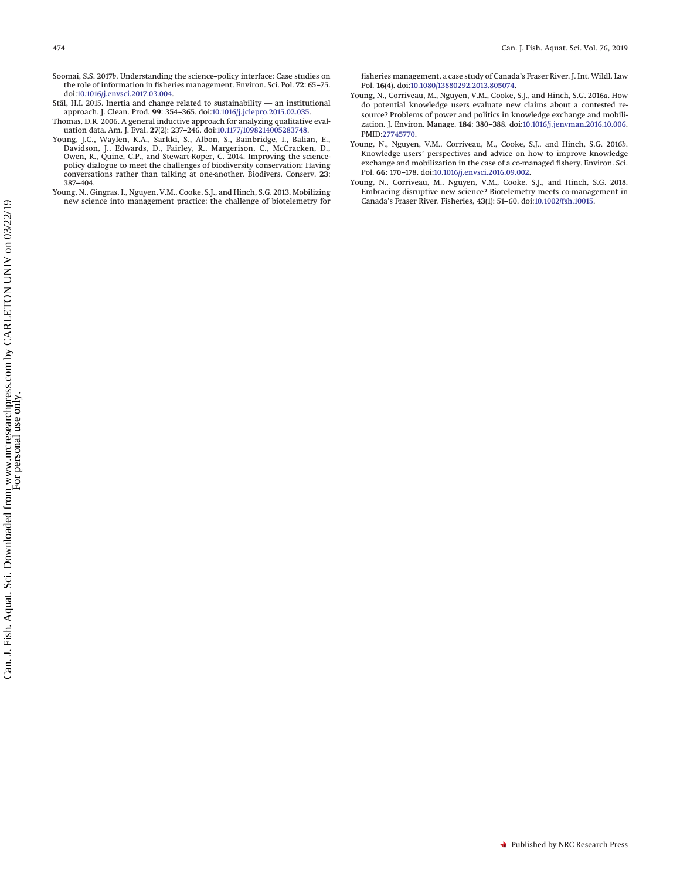Soomai, S.S. 2017*b*. Understanding the science–policy interface: Case studies on the role of information in fisheries management. Environ. Sci. Pol. **72**: 65–75. doi:10.1016/j.envsci.2017.03.004.

Stål, H.I. 2015. Inertia and change related to sustainability — an institutional approach. J. Clean. Prod. **99**: 354–365. doi:10.1016/j.jclepro.2015.02.035.

Thomas, D.R. 2006. A general inductive approach for analyzing qualitative evaluation data. Am. J. Eval. **27**(2): 237–246. doi:10.1177/1098214005283748.

Young, J.C., Waylen, K.A., Sarkki, S., Albon, S., Bainbridge, I., Balian, E., Davidson, J., Edwards, D., Fairley, R., Margerison, C., McCracken, D., Owen, R., Quine, C.P., and Stewart-Roper, C. 2014. Improving the science-policy dialogue to meet the challenges of biodiversity conservation: Having conversations rather than talking at one-another. Biodivers. Conserv. **23**: 387–404.

Young, N., Gingras, I., Nguyen, V.M., Cooke, S.J., and Hinch, S.G. 2013. Mobilizing new science into management practice: the challenge of biotelemetry for fisheries management, a case study of Canada's Fraser River. J. Int. Wildl. Law Pol. **16**(4). doi:10.1080/13880292.2013.805074.

Young, N., Corriveau, M., Nguyen, V.M., Cooke, S.J., and Hinch, S.G. 2016*a*. How do potential knowledge users evaluate new claims about a contested resource? Problems of power and politics in knowledge exchange and mobilization. J. Environ. Manage. **184**: 380–388. doi:10.1016/j.jenvman.2016.10.006. PMID:27745770.

Young, N., Nguyen, V.M., Corriveau, M., Cooke, S.J., and Hinch, S.G. 2016*b*. Knowledge users' perspectives and advice on how to improve knowledge exchange and mobilization in the case of a co-managed fishery. Environ. Sci. Pol. **66**: 170–178. doi:10.1016/j.envsci.2016.09.002.

Young, N., Corriveau, M., Nguyen, V.M., Cooke, S.J., and Hinch, S.G. 2018. Embracing disruptive new science? Biotelemetry meets co-management in Canada's Fraser River. Fisheries, **43**(1): 51–60. doi:10.1002/fsh.10015.